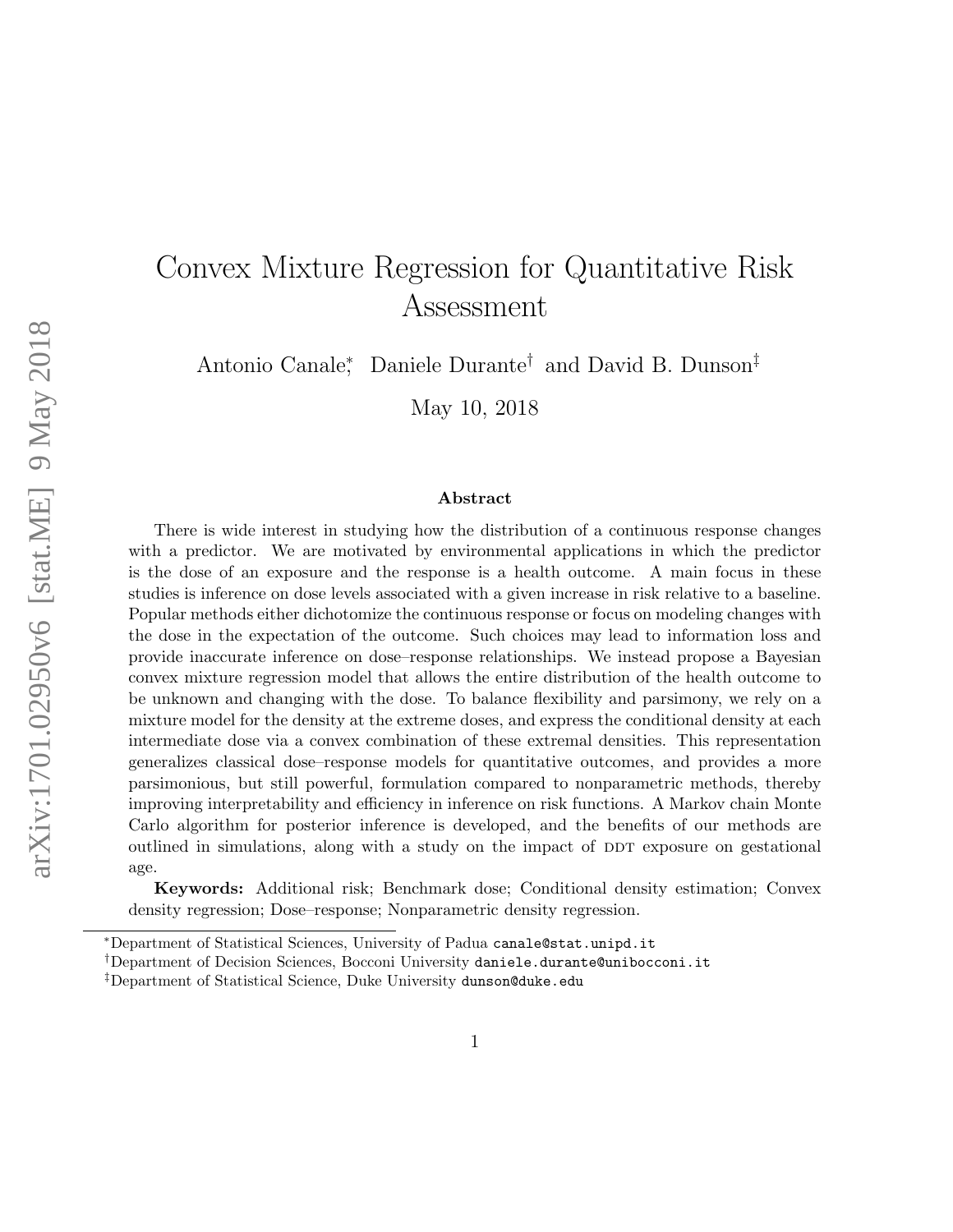# Convex Mixture Regression for Quantitative Risk Assessment

Antonio Canale[*], Daniele Durante[†] and David B. Dunson[‡]

May 10, 2018

### Abstract

There is wide interest in studying how the distribution of a continuous response changes with a predictor. We are motivated by environmental applications in which the predictor is the dose of an exposure and the response is a health outcome. A main focus in these studies is inference on dose levels associated with a given increase in risk relative to a baseline. Popular methods either dichotomize the continuous response or focus on modeling changes with the dose in the expectation of the outcome. Such choices may lead to information loss and provide inaccurate inference on dose–response relationships. We instead propose a Bayesian convex mixture regression model that allows the entire distribution of the health outcome to be unknown and changing with the dose. To balance flexibility and parsimony, we rely on a mixture model for the density at the extreme doses, and express the conditional density at each intermediate dose via a convex combination of these extremal densities. This representation generalizes classical dose–response models for quantitative outcomes, and provides a more parsimonious, but still powerful, formulation compared to nonparametric methods, thereby improving interpretability and efficiency in inference on risk functions. A Markov chain Monte Carlo algorithm for posterior inference is developed, and the benefits of our methods are outlined in simulations, along with a study on the impact of DDT exposure on gestational age.

**Keywords:** Additional risk; Benchmark dose; Conditional density estimation; Convex density regression; Dose–response; Nonparametric density regression.

---

[*] Department of Statistical Sciences, University of Padua `canale@stat.unipd.it`

[†] Department of Decision Sciences, Bocconi University `daniele.durante@unibocconi.it`

[‡] Department of Statistical Science, Duke University `dunson@duke.edu`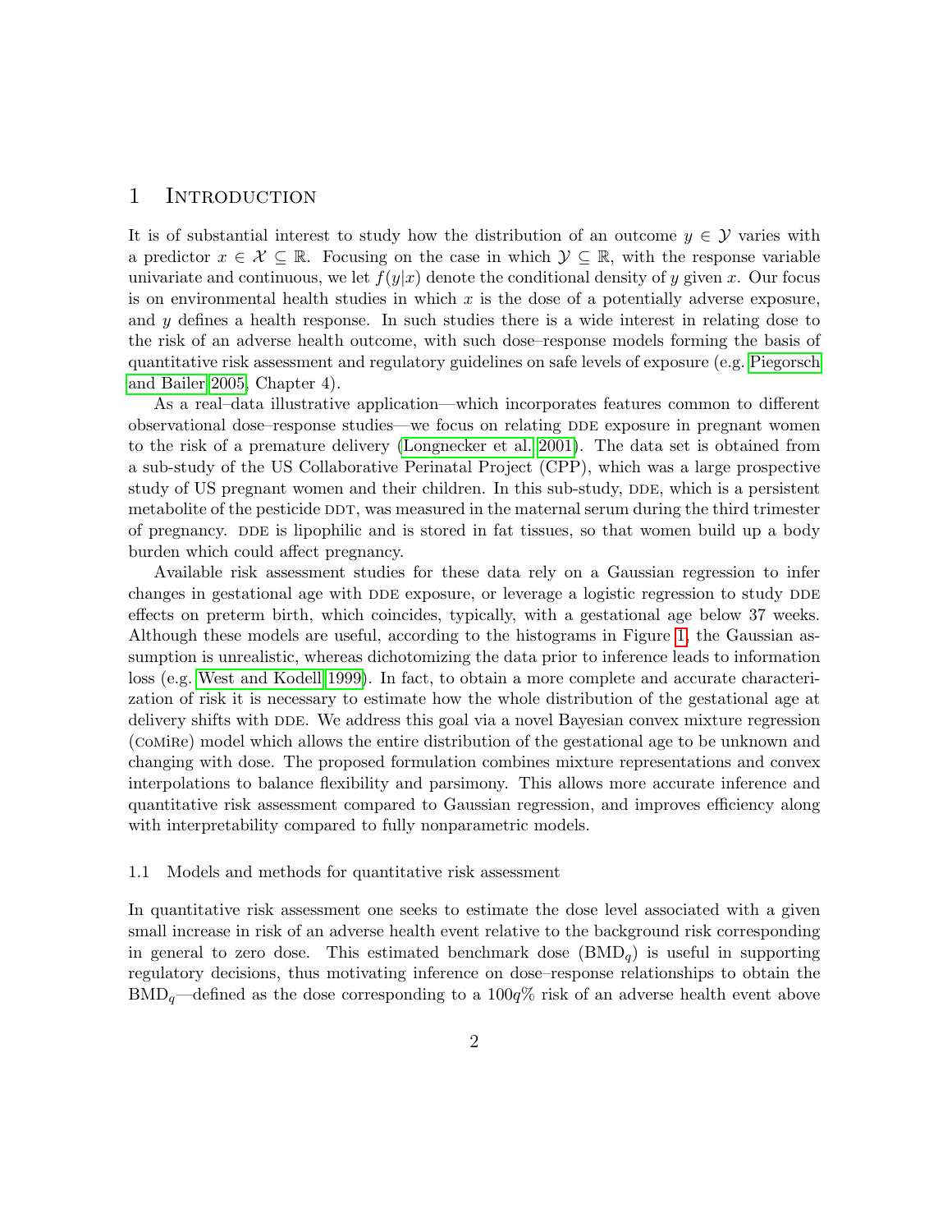# 1 Introduction

It is of substantial interest to study how the distribution of an outcome $y \in \mathcal{Y}$ varies with a predictor $x \in \mathcal{X} \subseteq \mathbb{R}$. Focusing on the case in which $\mathcal{Y} \subseteq \mathbb{R}$, with the response variable univariate and continuous, we let $f(y|x)$ denote the conditional density of $y$ given $x$. Our focus is on environmental health studies in which $x$ is the dose of a potentially adverse exposure, and $y$ defines a health response. In such studies there is a wide interest in relating dose to the risk of an adverse health outcome, with such dose–response models forming the basis of quantitative risk assessment and regulatory guidelines on safe levels of exposure (e.g. Piegorsch and Bailer 2005, Chapter 4).

As a real–data illustrative application—which incorporates features common to different observational dose–response studies—we focus on relating DDE exposure in pregnant women to the risk of a premature delivery (Longnecker et al. 2001). The data set is obtained from a sub-study of the US Collaborative Perinatal Project (CPP), which was a large prospective study of US pregnant women and their children. In this sub-study, DDE, which is a persistent metabolite of the pesticide DDT, was measured in the maternal serum during the third trimester of pregnancy. DDE is lipophilic and is stored in fat tissues, so that women build up a body burden which could affect pregnancy.

Available risk assessment studies for these data rely on a Gaussian regression to infer changes in gestational age with DDE exposure, or leverage a logistic regression to study DDE effects on preterm birth, which coincides, typically, with a gestational age below 37 weeks. Although these models are useful, according to the histograms in Figure 1, the Gaussian assumption is unrealistic, whereas dichotomizing the data prior to inference leads to information loss (e.g. West and Kodell 1999). In fact, to obtain a more complete and accurate characterization of risk it is necessary to estimate how the whole distribution of the gestational age at delivery shifts with DDE. We address this goal via a novel Bayesian convex mixture regression (CoMiRe) model which allows the entire distribution of the gestational age to be unknown and changing with dose. The proposed formulation combines mixture representations and convex interpolations to balance flexibility and parsimony. This allows more accurate inference and quantitative risk assessment compared to Gaussian regression, and improves efficiency along with interpretability compared to fully nonparametric models.

## 1.1 Models and methods for quantitative risk assessment

In quantitative risk assessment one seeks to estimate the dose level associated with a given small increase in risk of an adverse health event relative to the background risk corresponding in general to zero dose. This estimated benchmark dose ($\text{BMD}_q$) is useful in supporting regulatory decisions, thus motivating inference on dose–response relationships to obtain the $\text{BMD}_q$—defined as the dose corresponding to a $100q\%$ risk of an adverse health event above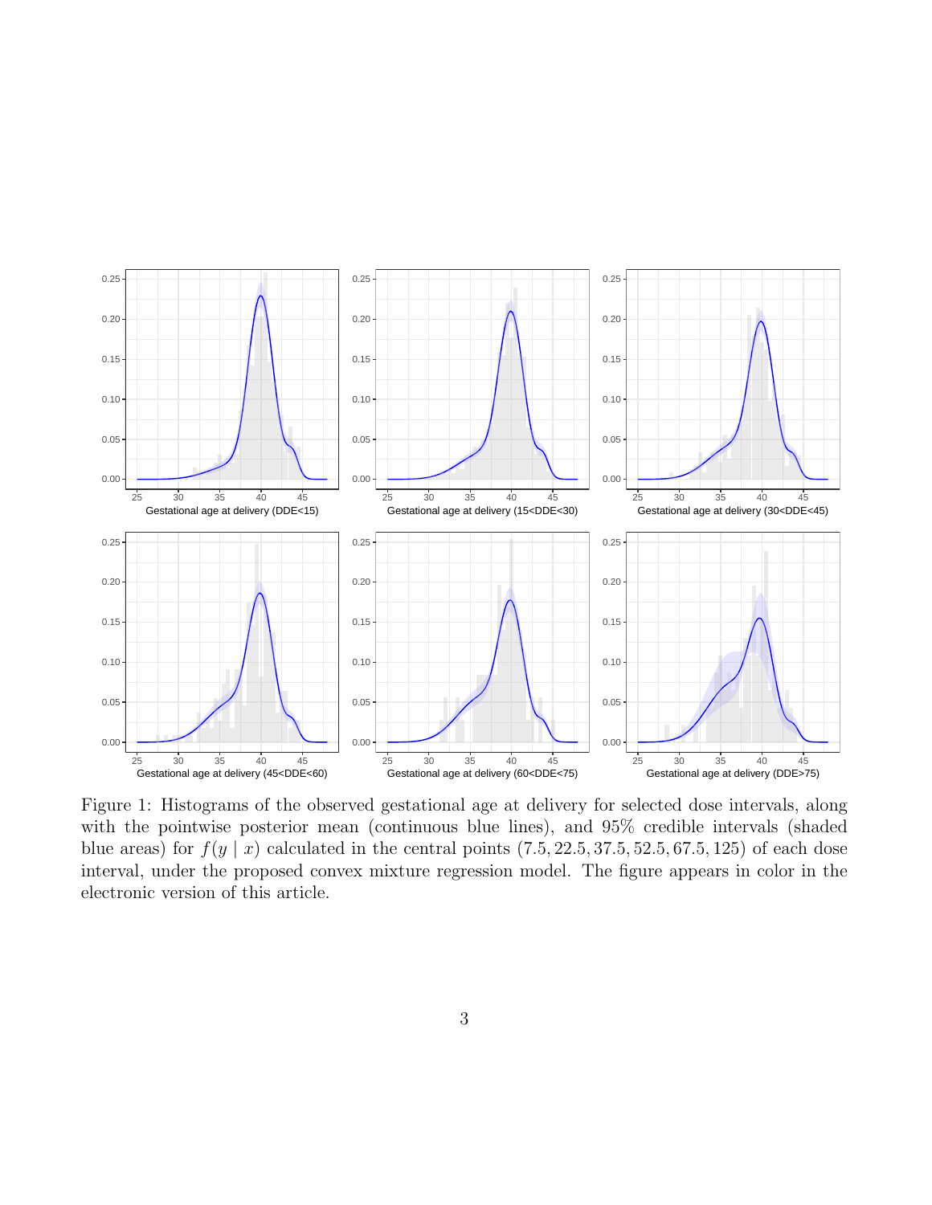Figure 1: Histograms of the observed gestational age at delivery for selected dose intervals, along with the pointwise posterior mean (continuous blue lines), and 95% credible intervals (shaded blue areas) for $f(y \mid x)$ calculated in the central points $(7.5, 22.5, 37.5, 52.5, 67.5, 125)$ of each dose interval, under the proposed convex mixture regression model. The figure appears in color in the electronic version of this article.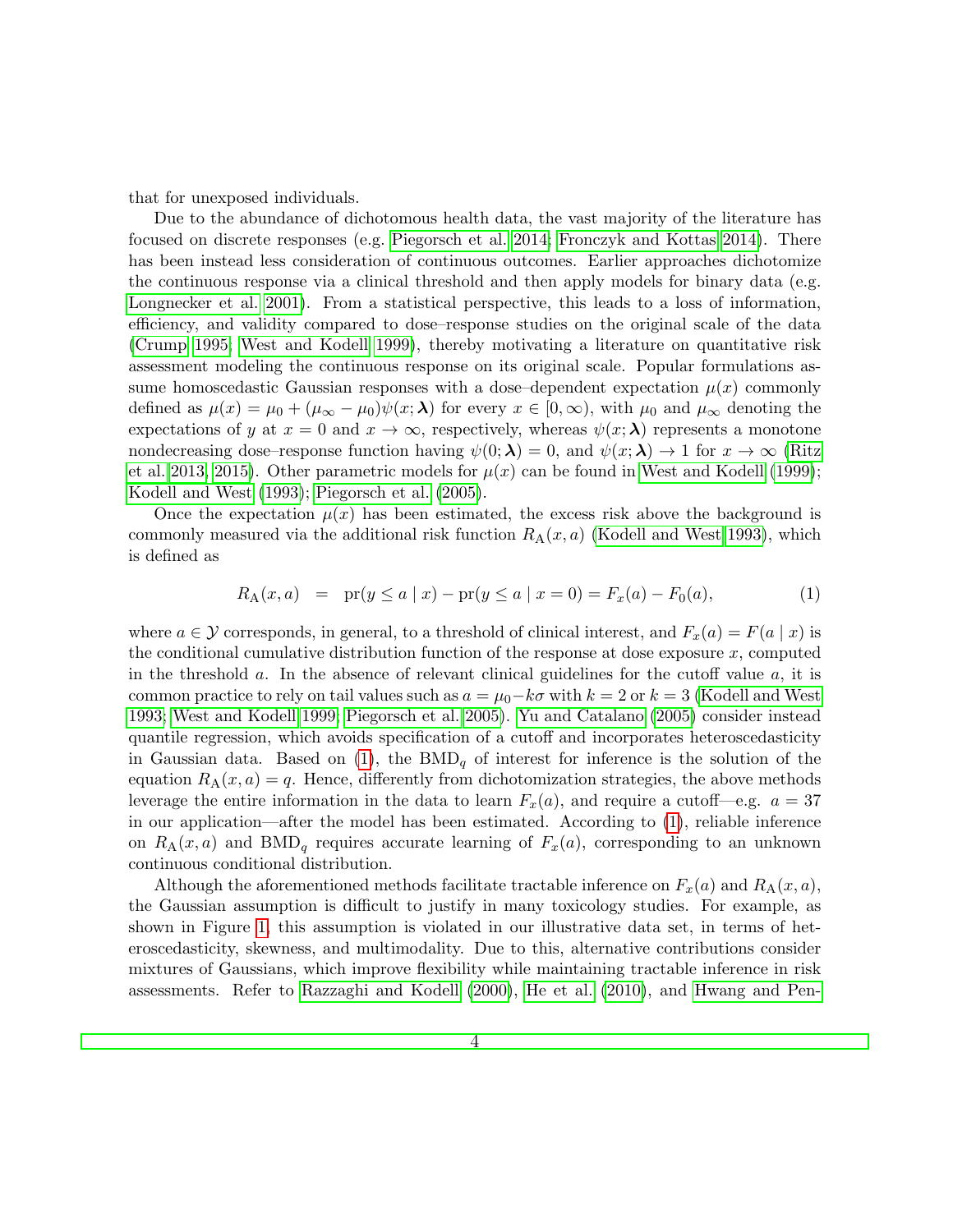that for unexposed individuals.

Due to the abundance of dichotomous health data, the vast majority of the literature has focused on discrete responses (e.g. Piegorsch et al. 2014; Fronczyk and Kottas 2014). There has been instead less consideration of continuous outcomes. Earlier approaches dichotomize the continuous response via a clinical threshold and then apply models for binary data (e.g. Longnecker et al. 2001). From a statistical perspective, this leads to a loss of information, efficiency, and validity compared to dose–response studies on the original scale of the data (Crump 1995; West and Kodell 1999), thereby motivating a literature on quantitative risk assessment modeling the continuous response on its original scale. Popular formulations assume homoscedastic Gaussian responses with a dose–dependent expectation $\mu(x)$ commonly defined as $\mu(x) = \mu_0 + (\mu_\infty - \mu_0)\psi(x; \boldsymbol{\lambda})$ for every $x \in [0, \infty)$, with $\mu_0$ and $\mu_\infty$ denoting the expectations of $y$ at $x = 0$ and $x \to \infty$, respectively, whereas $\psi(x; \boldsymbol{\lambda})$ represents a monotone nondecreasing dose–response function having $\psi(0; \boldsymbol{\lambda}) = 0$, and $\psi(x; \boldsymbol{\lambda}) \to 1$ for $x \to \infty$ (Ritz et al. 2013, 2015). Other parametric models for $\mu(x)$ can be found in West and Kodell (1999); Kodell and West (1993); Piegorsch et al. (2005).

Once the expectation $\mu(x)$ has been estimated, the excess risk above the background is commonly measured via the additional risk function $R_{\rm A}(x, a)$ (Kodell and West 1993), which is defined as

$$R_{\rm A}(x, a) \quad = \quad \text{pr}(y \leq a \mid x) - \text{pr}(y \leq a \mid x = 0) = F_x(a) - F_0(a), \tag{1}$$

where $a \in \mathcal{Y}$ corresponds, in general, to a threshold of clinical interest, and $F_x(a) = F(a \mid x)$ is the conditional cumulative distribution function of the response at dose exposure $x$, computed in the threshold $a$. In the absence of relevant clinical guidelines for the cutoff value $a$, it is common practice to rely on tail values such as $a = \mu_0 - k\sigma$ with $k = 2$ or $k = 3$ (Kodell and West 1993; West and Kodell 1999; Piegorsch et al. 2005). Yu and Catalano (2005) consider instead quantile regression, which avoids specification of a cutoff and incorporates heteroscedasticity in Gaussian data. Based on (1), the $\text{BMD}_q$ of interest for inference is the solution of the equation $R_{\rm A}(x, a) = q$. Hence, differently from dichotomization strategies, the above methods leverage the entire information in the data to learn $F_x(a)$, and require a cutoff—e.g. $a = 37$ in our application—after the model has been estimated. According to (1), reliable inference on $R_{\rm A}(x, a)$ and $\text{BMD}_q$ requires accurate learning of $F_x(a)$, corresponding to an unknown continuous conditional distribution.

Although the aforementioned methods facilitate tractable inference on $F_x(a)$ and $R_{\rm A}(x, a)$, the Gaussian assumption is difficult to justify in many toxicology studies. For example, as shown in Figure 1, this assumption is violated in our illustrative data set, in terms of heteroscedasticity, skewness, and multimodality. Due to this, alternative contributions consider mixtures of Gaussians, which improve flexibility while maintaining tractable inference in risk assessments. Refer to Razzaghi and Kodell (2000), He et al. (2010), and Hwang and Pen-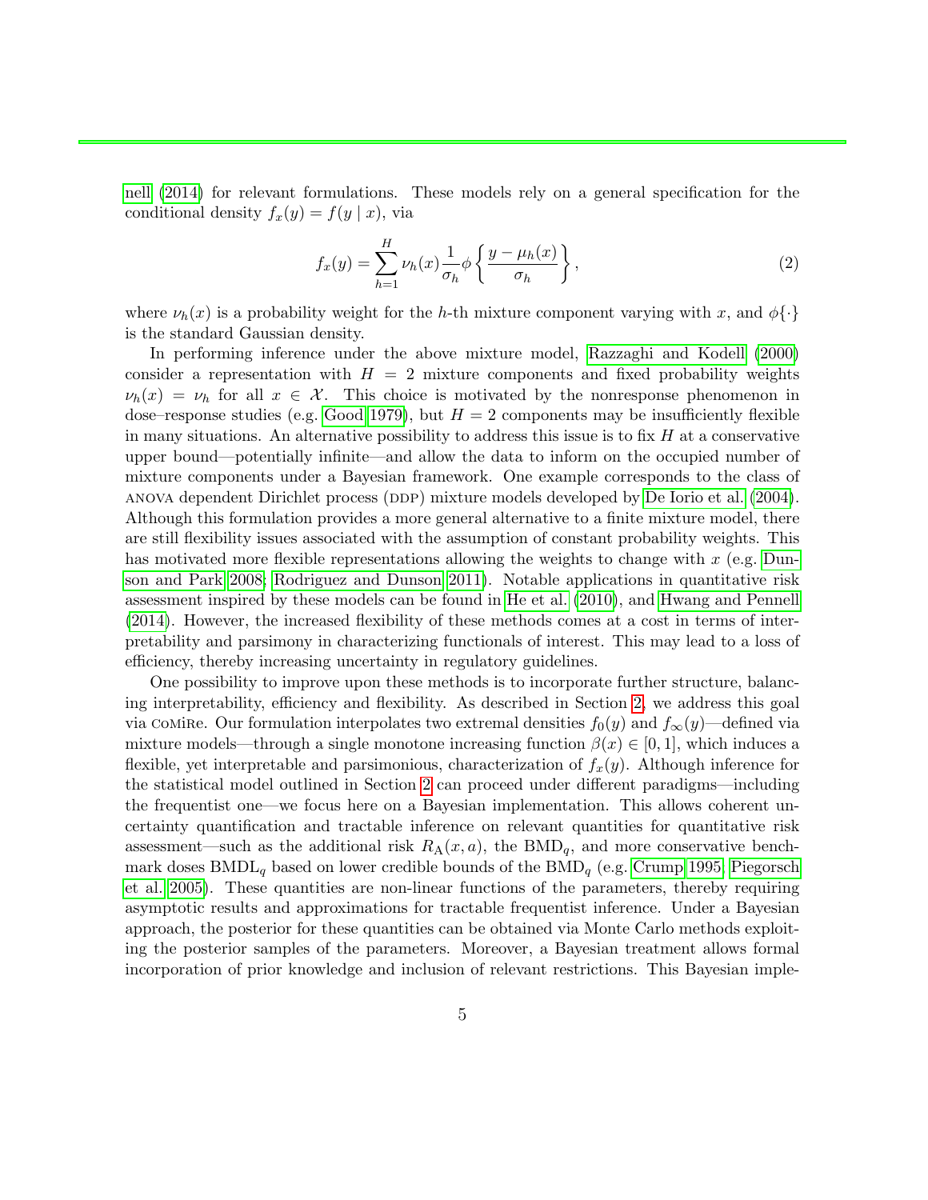nell (2014) for relevant formulations. These models rely on a general specification for the conditional density $f_x(y) = f(y \mid x)$, via

$$f_x(y) = \sum_{h=1}^{H} \nu_h(x) \frac{1}{\sigma_h} \phi \left\{ \frac{y - \mu_h(x)}{\sigma_h} \right\}, \tag{2}$$

where $\nu_h(x)$ is a probability weight for the $h$-th mixture component varying with $x$, and $\phi\{\cdot\}$ is the standard Gaussian density.

In performing inference under the above mixture model, Razzaghi and Kodell (2000) consider a representation with $H = 2$ mixture components and fixed probability weights $\nu_h(x) = \nu_h$ for all $x \in \mathcal{X}$. This choice is motivated by the nonresponse phenomenon in dose–response studies (e.g. Good 1979), but $H = 2$ components may be insufficiently flexible in many situations. An alternative possibility to address this issue is to fix $H$ at a conservative upper bound—potentially infinite—and allow the data to inform on the occupied number of mixture components under a Bayesian framework. One example corresponds to the class of ANOVA dependent Dirichlet process (DDP) mixture models developed by De Iorio et al. (2004). Although this formulation provides a more general alternative to a finite mixture model, there are still flexibility issues associated with the assumption of constant probability weights. This has motivated more flexible representations allowing the weights to change with $x$ (e.g. Dunson and Park 2008; Rodriguez and Dunson 2011). Notable applications in quantitative risk assessment inspired by these models can be found in He et al. (2010), and Hwang and Pennell (2014). However, the increased flexibility of these methods comes at a cost in terms of interpretability and parsimony in characterizing functionals of interest. This may lead to a loss of efficiency, thereby increasing uncertainty in regulatory guidelines.

One possibility to improve upon these methods is to incorporate further structure, balancing interpretability, efficiency and flexibility. As described in Section 2, we address this goal via CoMiRe. Our formulation interpolates two extremal densities $f_0(y)$ and $f_\infty(y)$—defined via mixture models—through a single monotone increasing function $\beta(x) \in [0, 1]$, which induces a flexible, yet interpretable and parsimonious, characterization of $f_x(y)$. Although inference for the statistical model outlined in Section 2 can proceed under different paradigms—including the frequentist one—we focus here on a Bayesian implementation. This allows coherent uncertainty quantification and tractable inference on relevant quantities for quantitative risk assessment—such as the additional risk $R_A(x, a)$, the $\text{BMD}_q$, and more conservative benchmark doses $\text{BMDL}_q$ based on lower credible bounds of the $\text{BMD}_q$ (e.g. Crump 1995; Piegorsch et al. 2005). These quantities are non-linear functions of the parameters, thereby requiring asymptotic results and approximations for tractable frequentist inference. Under a Bayesian approach, the posterior for these quantities can be obtained via Monte Carlo methods exploiting the posterior samples of the parameters. Moreover, a Bayesian treatment allows formal incorporation of prior knowledge and inclusion of relevant restrictions. This Bayesian imple-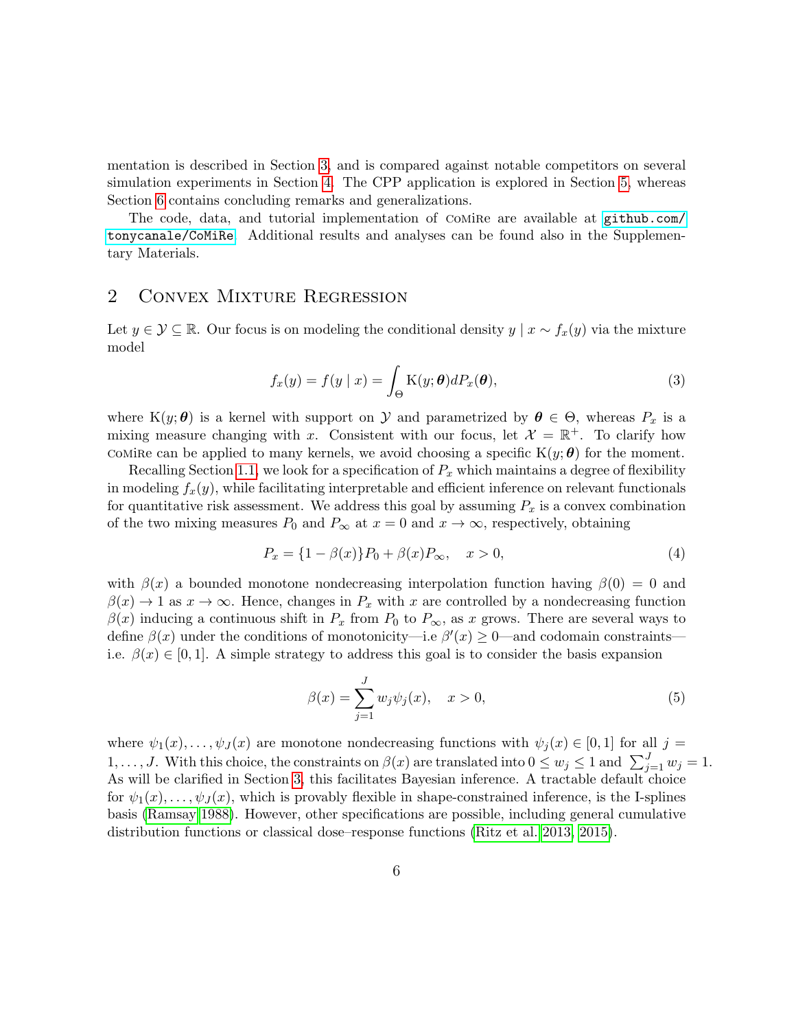mentation is described in Section 3, and is compared against notable competitors on several simulation experiments in Section 4. The CPP application is explored in Section 5, whereas Section 6 contains concluding remarks and generalizations.

The code, data, and tutorial implementation of CoMiRe are available at github.com/tonycanale/CoMiRe. Additional results and analyses can be found also in the Supplementary Materials.

## 2 Convex Mixture Regression

Let $y \in \mathcal{Y} \subseteq \mathbb{R}$. Our focus is on modeling the conditional density $y \mid x \sim f_x(y)$ via the mixture model

$$f_x(y) = f(y \mid x) = \int_\Theta \mathrm{K}(y; \boldsymbol{\theta}) dP_x(\boldsymbol{\theta}), \tag{3}$$

where $\mathrm{K}(y; \boldsymbol{\theta})$ is a kernel with support on $\mathcal{Y}$ and parametrized by $\boldsymbol{\theta} \in \Theta$, whereas $P_x$ is a mixing measure changing with $x$. Consistent with our focus, let $\mathcal{X} = \mathbb{R}^+$. To clarify how CoMiRe can be applied to many kernels, we avoid choosing a specific $\mathrm{K}(y; \boldsymbol{\theta})$ for the moment.

Recalling Section 1.1, we look for a specification of $P_x$ which maintains a degree of flexibility in modeling $f_x(y)$, while facilitating interpretable and efficient inference on relevant functionals for quantitative risk assessment. We address this goal by assuming $P_x$ is a convex combination of the two mixing measures $P_0$ and $P_\infty$ at $x = 0$ and $x \to \infty$, respectively, obtaining

$$P_x = \{1 - \beta(x)\} P_0 + \beta(x) P_\infty, \quad x > 0, \tag{4}$$

with $\beta(x)$ a bounded monotone nondecreasing interpolation function having $\beta(0) = 0$ and $\beta(x) \to 1$ as $x \to \infty$. Hence, changes in $P_x$ with $x$ are controlled by a nondecreasing function $\beta(x)$ inducing a continuous shift in $P_x$ from $P_0$ to $P_\infty$, as $x$ grows. There are several ways to define $\beta(x)$ under the conditions of monotonicity—i.e $\beta'(x) \geq 0$—and codomain constraints—i.e. $\beta(x) \in [0, 1]$. A simple strategy to address this goal is to consider the basis expansion

$$\beta(x) = \sum_{j=1}^{J} w_j \psi_j(x), \quad x > 0, \tag{5}$$

where $\psi_1(x), \ldots, \psi_J(x)$ are monotone nondecreasing functions with $\psi_j(x) \in [0, 1]$ for all $j = 1, \ldots, J$. With this choice, the constraints on $\beta(x)$ are translated into $0 \leq w_j \leq 1$ and $\sum_{j=1}^{J} w_j = 1$. As will be clarified in Section 3, this facilitates Bayesian inference. A tractable default choice for $\psi_1(x), \ldots, \psi_J(x)$, which is provably flexible in shape-constrained inference, is the I-splines basis (Ramsay 1988). However, other specifications are possible, including general cumulative distribution functions or classical dose–response functions (Ritz et al. 2013, 2015).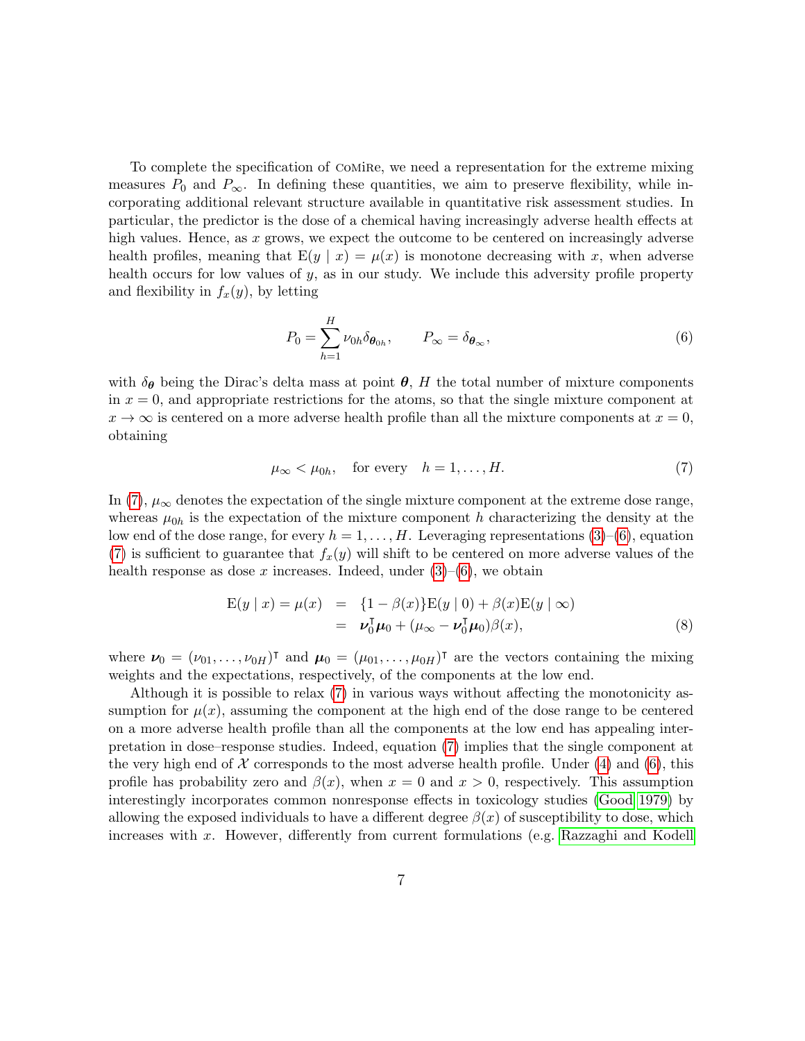To complete the specification of CoMiRe, we need a representation for the extreme mixing measures $P_0$ and $P_\infty$. In defining these quantities, we aim to preserve flexibility, while incorporating additional relevant structure available in quantitative risk assessment studies. In particular, the predictor is the dose of a chemical having increasingly adverse health effects at high values. Hence, as $x$ grows, we expect the outcome to be centered on increasingly adverse health profiles, meaning that $\mathrm{E}(y \mid x) = \mu(x)$ is monotone decreasing with $x$, when adverse health occurs for low values of $y$, as in our study. We include this adversity profile property and flexibility in $f_x(y)$, by letting

$$P_0 = \sum_{h=1}^{H} \nu_{0h} \delta_{\boldsymbol{\theta}_{0h}}, \qquad P_\infty = \delta_{\boldsymbol{\theta}_\infty}, \tag{6}$$

with $\delta_{\boldsymbol{\theta}}$ being the Dirac's delta mass at point $\boldsymbol{\theta}$, $H$ the total number of mixture components in $x = 0$, and appropriate restrictions for the atoms, so that the single mixture component at $x \to \infty$ is centered on a more adverse health profile than all the mixture components at $x = 0$, obtaining

$$\mu_\infty < \mu_{0h}, \quad \text{for every} \quad h = 1, \ldots, H. \tag{7}$$

In (7), $\mu_\infty$ denotes the expectation of the single mixture component at the extreme dose range, whereas $\mu_{0h}$ is the expectation of the mixture component $h$ characterizing the density at the low end of the dose range, for every $h = 1, \ldots, H$. Leveraging representations (3)–(6), equation (7) is sufficient to guarantee that $f_x(y)$ will shift to be centered on more adverse values of the health response as dose $x$ increases. Indeed, under (3)–(6), we obtain

$$\begin{aligned} \mathrm{E}(y \mid x) = \mu(x) &= \{1 - \beta(x)\}\mathrm{E}(y \mid 0) + \beta(x)\mathrm{E}(y \mid \infty) \\ &= \boldsymbol{\nu}_0^\intercal \boldsymbol{\mu}_0 + (\mu_\infty - \boldsymbol{\nu}_0^\intercal \boldsymbol{\mu}_0)\beta(x), \end{aligned} \tag{8}$$

where $\boldsymbol{\nu}_0 = (\nu_{01}, \ldots, \nu_{0H})^\intercal$ and $\boldsymbol{\mu}_0 = (\mu_{01}, \ldots, \mu_{0H})^\intercal$ are the vectors containing the mixing weights and the expectations, respectively, of the components at the low end.

Although it is possible to relax (7) in various ways without affecting the monotonicity assumption for $\mu(x)$, assuming the component at the high end of the dose range to be centered on a more adverse health profile than all the components at the low end has appealing interpretation in dose–response studies. Indeed, equation (7) implies that the single component at the very high end of $\mathcal{X}$ corresponds to the most adverse health profile. Under (4) and (6), this profile has probability zero and $\beta(x)$, when $x = 0$ and $x > 0$, respectively. This assumption interestingly incorporates common nonresponse effects in toxicology studies (Good 1979) by allowing the exposed individuals to have a different degree $\beta(x)$ of susceptibility to dose, which increases with $x$. However, differently from current formulations (e.g. Razzaghi and Kodell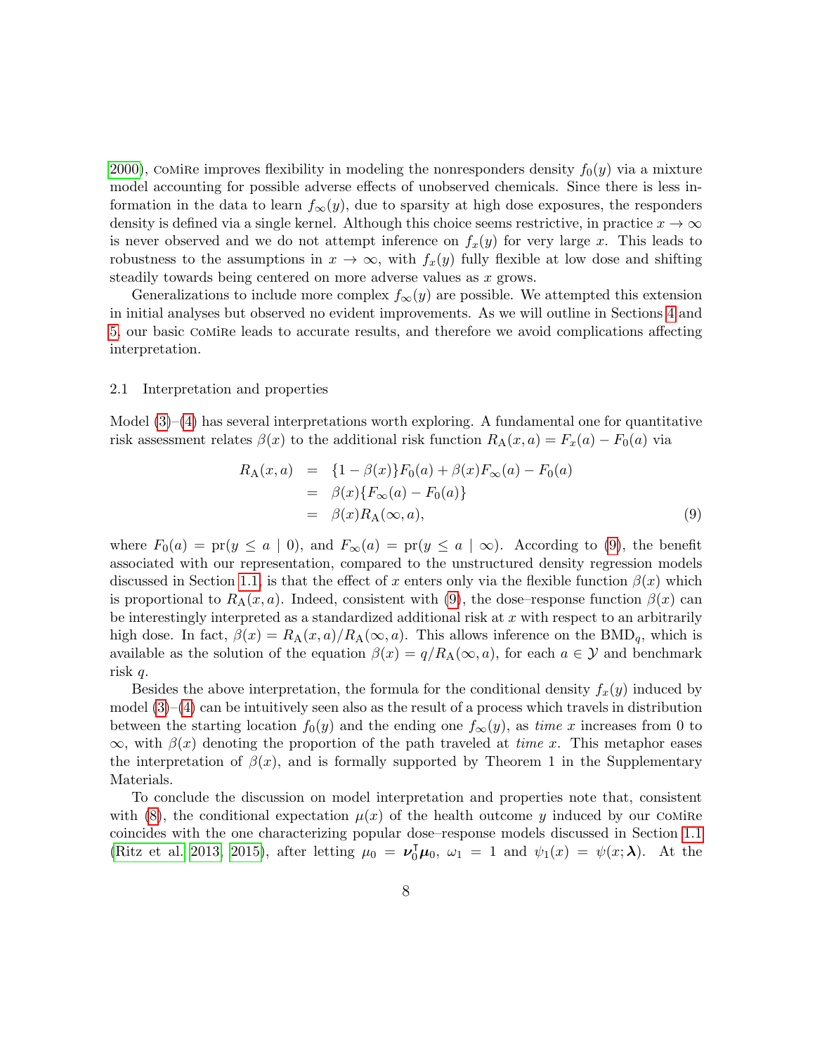2000), CoMiRe improves flexibility in modeling the nonresponders density $f_0(y)$ via a mixture model accounting for possible adverse effects of unobserved chemicals. Since there is less information in the data to learn $f_\infty(y)$, due to sparsity at high dose exposures, the responders density is defined via a single kernel. Although this choice seems restrictive, in practice $x \to \infty$ is never observed and we do not attempt inference on $f_x(y)$ for very large $x$. This leads to robustness to the assumptions in $x \to \infty$, with $f_x(y)$ fully flexible at low dose and shifting steadily towards being centered on more adverse values as $x$ grows.

Generalizations to include more complex $f_\infty(y)$ are possible. We attempted this extension in initial analyses but observed no evident improvements. As we will outline in Sections 4 and 5, our basic CoMiRe leads to accurate results, and therefore we avoid complications affecting interpretation.

## 2.1 Interpretation and properties

Model (3)–(4) has several interpretations worth exploring. A fundamental one for quantitative risk assessment relates $\beta(x)$ to the additional risk function $R_{\mathrm{A}}(x,a) = F_x(a) - F_0(a)$ via

$$
\begin{aligned}
R_{\mathrm{A}}(x,a) &= \{1-\beta(x)\}F_0(a) + \beta(x)F_\infty(a) - F_0(a) \\
&= \beta(x)\{F_\infty(a) - F_0(a)\} \\
&= \beta(x)R_{\mathrm{A}}(\infty,a), \qquad (9)
\end{aligned}
$$

where $F_0(a) = \mathrm{pr}(y \le a \mid 0)$, and $F_\infty(a) = \mathrm{pr}(y \le a \mid \infty)$. According to (9), the benefit associated with our representation, compared to the unstructured density regression models discussed in Section 1.1, is that the effect of $x$ enters only via the flexible function $\beta(x)$ which is proportional to $R_{\mathrm{A}}(x,a)$. Indeed, consistent with (9), the dose–response function $\beta(x)$ can be interestingly interpreted as a standardized additional risk at $x$ with respect to an arbitrarily high dose. In fact, $\beta(x) = R_{\mathrm{A}}(x,a)/R_{\mathrm{A}}(\infty,a)$. This allows inference on the $\mathrm{BMD}_q$, which is available as the solution of the equation $\beta(x) = q/R_{\mathrm{A}}(\infty,a)$, for each $a \in \mathcal{Y}$ and benchmark risk $q$.

Besides the above interpretation, the formula for the conditional density $f_x(y)$ induced by model (3)–(4) can be intuitively seen also as the result of a process which travels in distribution between the starting location $f_0(y)$ and the ending one $f_\infty(y)$, as *time* $x$ increases from 0 to $\infty$, with $\beta(x)$ denoting the proportion of the path traveled at *time* $x$. This metaphor eases the interpretation of $\beta(x)$, and is formally supported by Theorem 1 in the Supplementary Materials.

To conclude the discussion on model interpretation and properties note that, consistent with (8), the conditional expectation $\mu(x)$ of the health outcome $y$ induced by our CoMiRe coincides with the one characterizing popular dose–response models discussed in Section 1.1 (Ritz et al. 2013, 2015), after letting $\mu_0 = \boldsymbol{\nu}_0^{\intercal}\boldsymbol{\mu}_0$, $\omega_1 = 1$ and $\psi_1(x) = \psi(x;\boldsymbol{\lambda})$. At the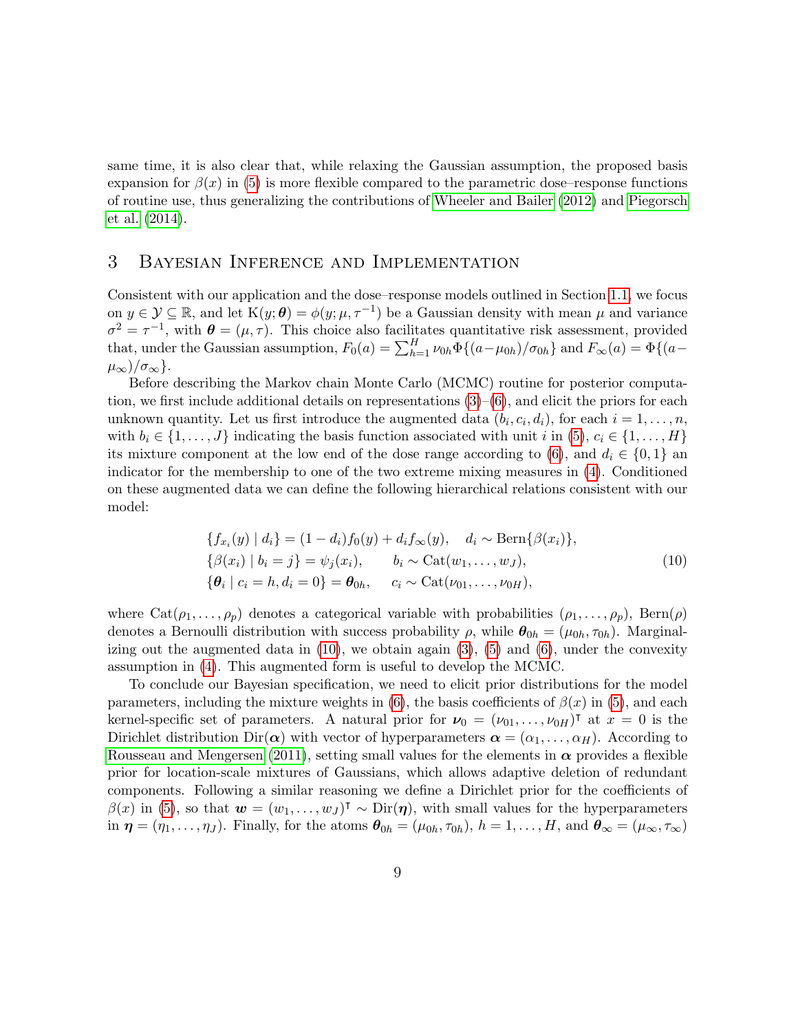same time, it is also clear that, while relaxing the Gaussian assumption, the proposed basis expansion for $\beta(x)$ in (5) is more flexible compared to the parametric dose–response functions of routine use, thus generalizing the contributions of Wheeler and Bailer (2012) and Piegorsch et al. (2014).

## 3 Bayesian Inference and Implementation

Consistent with our application and the dose–response models outlined in Section 1.1, we focus on $y \in \mathcal{Y} \subseteq \mathbb{R}$, and let $\mathrm{K}(y; \boldsymbol{\theta}) = \phi(y; \mu, \tau^{-1})$ be a Gaussian density with mean $\mu$ and variance $\sigma^2 = \tau^{-1}$, with $\boldsymbol{\theta} = (\mu, \tau)$. This choice also facilitates quantitative risk assessment, provided that, under the Gaussian assumption, $F_0(a) = \sum_{h=1}^{H} \nu_{0h} \Phi\{(a - \mu_{0h})/\sigma_{0h}\}$ and $F_\infty(a) = \Phi\{(a - \mu_\infty)/\sigma_\infty\}$.

Before describing the Markov chain Monte Carlo (MCMC) routine for posterior computation, we first include additional details on representations (3)–(6), and elicit the priors for each unknown quantity. Let us first introduce the augmented data $(b_i, c_i, d_i)$, for each $i = 1, \ldots, n$, with $b_i \in \{1, \ldots, J\}$ indicating the basis function associated with unit $i$ in (5), $c_i \in \{1, \ldots, H\}$ its mixture component at the low end of the dose range according to (6), and $d_i \in \{0, 1\}$ an indicator for the membership to one of the two extreme mixing measures in (4). Conditioned on these augmented data we can define the following hierarchical relations consistent with our model:

$$
\begin{aligned}
&\{f_{x_i}(y) \mid d_i\} = (1 - d_i) f_0(y) + d_i f_\infty(y), \quad d_i \sim \mathrm{Bern}\{\beta(x_i)\}, \\
&\{\beta(x_i) \mid b_i = j\} = \psi_j(x_i), \qquad b_i \sim \mathrm{Cat}(w_1, \ldots, w_J), \\
&\{\boldsymbol{\theta}_i \mid c_i = h, d_i = 0\} = \boldsymbol{\theta}_{0h}, \quad\ \ c_i \sim \mathrm{Cat}(\nu_{01}, \ldots, \nu_{0H}),
\end{aligned}
\tag{10}
$$

where $\mathrm{Cat}(\rho_1, \ldots, \rho_p)$ denotes a categorical variable with probabilities $(\rho_1, \ldots, \rho_p)$, $\mathrm{Bern}(\rho)$ denotes a Bernoulli distribution with success probability $\rho$, while $\boldsymbol{\theta}_{0h} = (\mu_{0h}, \tau_{0h})$. Marginalizing out the augmented data in (10), we obtain again (3), (5) and (6), under the convexity assumption in (4). This augmented form is useful to develop the MCMC.

To conclude our Bayesian specification, we need to elicit prior distributions for the model parameters, including the mixture weights in (6), the basis coefficients of $\beta(x)$ in (5), and each kernel-specific set of parameters. A natural prior for $\boldsymbol{\nu}_0 = (\nu_{01}, \ldots, \nu_{0H})^\intercal$ at $x = 0$ is the Dirichlet distribution $\mathrm{Dir}(\boldsymbol{\alpha})$ with vector of hyperparameters $\boldsymbol{\alpha} = (\alpha_1, \ldots, \alpha_H)$. According to Rousseau and Mengersen (2011), setting small values for the elements in $\boldsymbol{\alpha}$ provides a flexible prior for location-scale mixtures of Gaussians, which allows adaptive deletion of redundant components. Following a similar reasoning we define a Dirichlet prior for the coefficients of $\beta(x)$ in (5), so that $\boldsymbol{w} = (w_1, \ldots, w_J)^\intercal \sim \mathrm{Dir}(\boldsymbol{\eta})$, with small values for the hyperparameters in $\boldsymbol{\eta} = (\eta_1, \ldots, \eta_J)$. Finally, for the atoms $\boldsymbol{\theta}_{0h} = (\mu_{0h}, \tau_{0h})$, $h = 1, \ldots, H$, and $\boldsymbol{\theta}_\infty = (\mu_\infty, \tau_\infty)$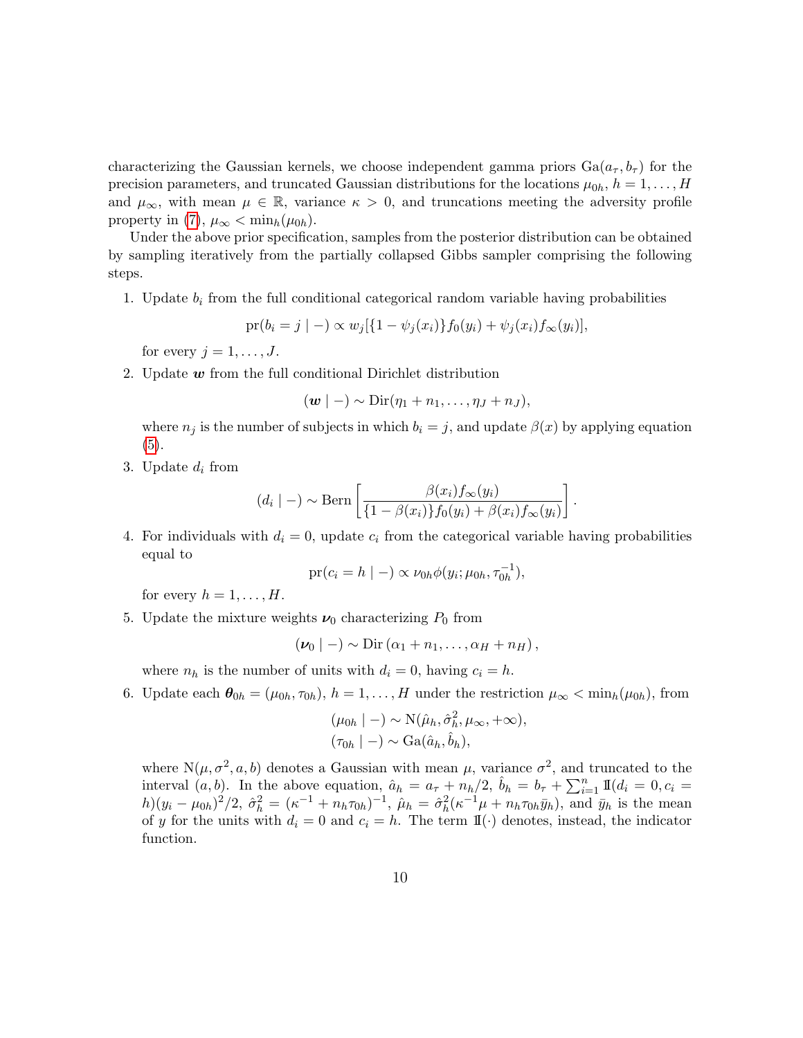characterizing the Gaussian kernels, we choose independent gamma priors $\mathrm{Ga}(a_\tau, b_\tau)$ for the precision parameters, and truncated Gaussian distributions for the locations $\mu_{0h}$, $h = 1, \ldots, H$ and $\mu_\infty$, with mean $\mu \in \mathbb{R}$, variance $\kappa > 0$, and truncations meeting the adversity profile property in (7), $\mu_\infty < \min_h(\mu_{0h})$.

Under the above prior specification, samples from the posterior distribution can be obtained by sampling iteratively from the partially collapsed Gibbs sampler comprising the following steps.

1. Update $b_i$ from the full conditional categorical random variable having probabilities

$$\mathrm{pr}(b_i = j \mid -) \propto w_j[\{1 - \psi_j(x_i)\} f_0(y_i) + \psi_j(x_i) f_\infty(y_i)],$$

for every $j = 1, \ldots, J$.

2. Update $\boldsymbol{w}$ from the full conditional Dirichlet distribution

$$(\boldsymbol{w} \mid -) \sim \mathrm{Dir}(\eta_1 + n_1, \ldots, \eta_J + n_J),$$

where $n_j$ is the number of subjects in which $b_i = j$, and update $\beta(x)$ by applying equation (5).

3. Update $d_i$ from

$$(d_i \mid -) \sim \mathrm{Bern}\left[\frac{\beta(x_i) f_\infty(y_i)}{\{1 - \beta(x_i)\} f_0(y_i) + \beta(x_i) f_\infty(y_i)}\right].$$

4. For individuals with $d_i = 0$, update $c_i$ from the categorical variable having probabilities equal to

$$\mathrm{pr}(c_i = h \mid -) \propto \nu_{0h} \phi(y_i; \mu_{0h}, \tau_{0h}^{-1}),$$

for every $h = 1, \ldots, H$.

5. Update the mixture weights $\boldsymbol{\nu}_0$ characterizing $P_0$ from

$$(\boldsymbol{\nu}_0 \mid -) \sim \mathrm{Dir}\left(\alpha_1 + n_1, \ldots, \alpha_H + n_H\right),$$

where $n_h$ is the number of units with $d_i = 0$, having $c_i = h$.

6. Update each $\boldsymbol{\theta}_{0h} = (\mu_{0h}, \tau_{0h})$, $h = 1, \ldots, H$ under the restriction $\mu_\infty < \min_h(\mu_{0h})$, from

$$(\mu_{0h} \mid -) \sim \mathrm{N}(\hat{\mu}_h, \hat{\sigma}_h^2, \mu_\infty, +\infty),$$
$$(\tau_{0h} \mid -) \sim \mathrm{Ga}(\hat{a}_h, \hat{b}_h),$$

where $\mathrm{N}(\mu, \sigma^2, a, b)$ denotes a Gaussian with mean $\mu$, variance $\sigma^2$, and truncated to the interval $(a, b)$. In the above equation, $\hat{a}_h = a_\tau + n_h/2$, $\hat{b}_h = b_\tau + \sum_{i=1}^n \mathbb{1}(d_i = 0, c_i = h)(y_i - \mu_{0h})^2/2$, $\hat{\sigma}_h^2 = (\kappa^{-1} + n_h \tau_{0h})^{-1}$, $\hat{\mu}_h = \hat{\sigma}_h^2(\kappa^{-1}\mu + n_h \tau_{0h} \bar{y}_h)$, and $\bar{y}_h$ is the mean of $y$ for the units with $d_i = 0$ and $c_i = h$. The term $\mathbb{1}(\cdot)$ denotes, instead, the indicator function.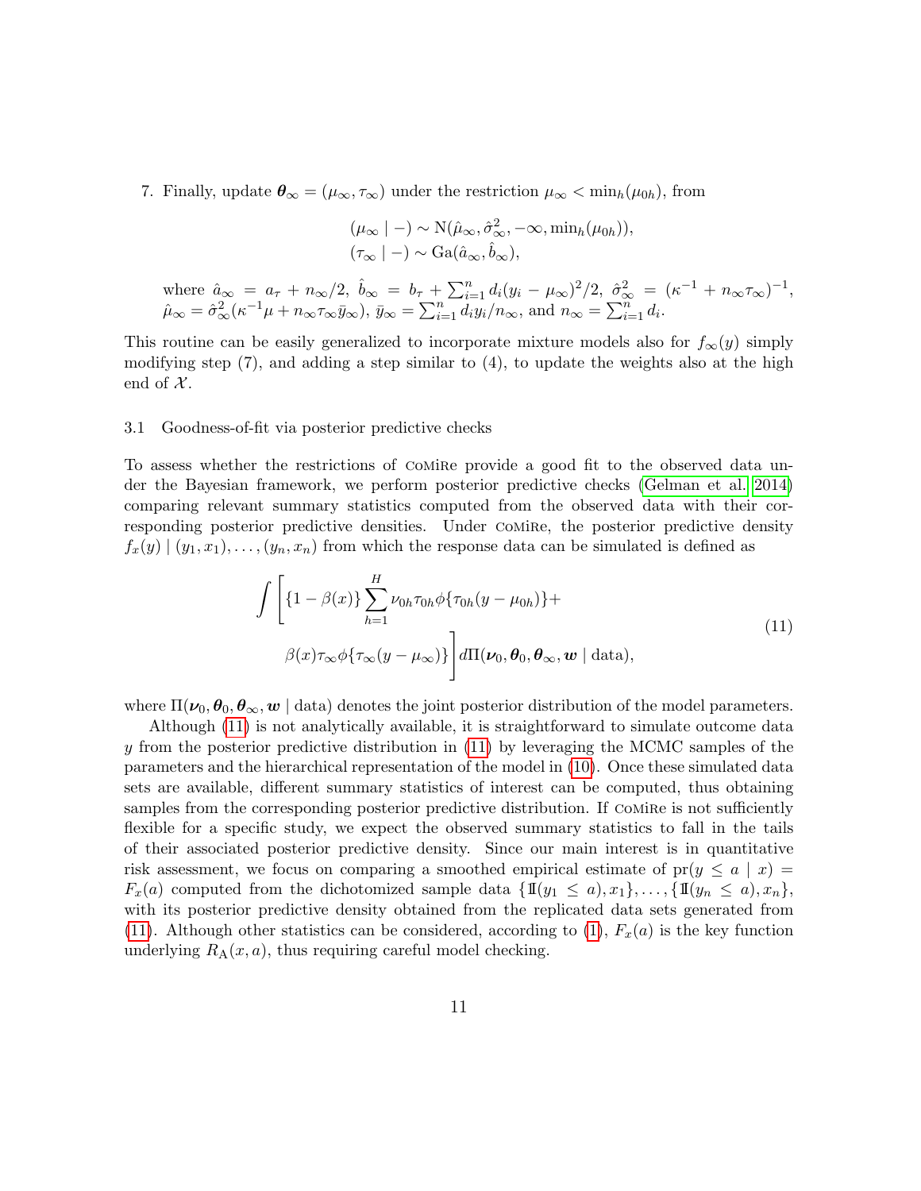7. Finally, update $\boldsymbol{\theta}_\infty = (\mu_\infty, \tau_\infty)$ under the restriction $\mu_\infty < \min_h(\mu_{0h})$, from

$$(\mu_\infty \mid -) \sim \mathrm{N}(\hat{\mu}_\infty, \hat{\sigma}^2_\infty, -\infty, \min_h(\mu_{0h})),$$
$$(\tau_\infty \mid -) \sim \mathrm{Ga}(\hat{a}_\infty, \hat{b}_\infty),$$

where $\hat{a}_\infty = a_\tau + n_\infty/2$, $\hat{b}_\infty = b_\tau + \sum_{i=1}^n d_i(y_i - \mu_\infty)^2/2$, $\hat{\sigma}^2_\infty = (\kappa^{-1} + n_\infty \tau_\infty)^{-1}$, $\hat{\mu}_\infty = \hat{\sigma}^2_\infty(\kappa^{-1}\mu + n_\infty \tau_\infty \bar{y}_\infty)$, $\bar{y}_\infty = \sum_{i=1}^n d_i y_i / n_\infty$, and $n_\infty = \sum_{i=1}^n d_i$.

This routine can be easily generalized to incorporate mixture models also for $f_\infty(y)$ simply modifying step (7), and adding a step similar to (4), to update the weights also at the high end of $\mathcal{X}$.

### 3.1 Goodness-of-fit via posterior predictive checks

To assess whether the restrictions of CoMiRe provide a good fit to the observed data under the Bayesian framework, we perform posterior predictive checks (Gelman et al. 2014) comparing relevant summary statistics computed from the observed data with their corresponding posterior predictive densities. Under CoMiRe, the posterior predictive density $f_x(y) \mid (y_1, x_1), \ldots, (y_n, x_n)$ from which the response data can be simulated is defined as

$$\int \left[ \{1 - \beta(x)\} \sum_{h=1}^{H} \nu_{0h} \tau_{0h} \phi\{\tau_{0h}(y - \mu_{0h})\} + \beta(x) \tau_\infty \phi\{\tau_\infty(y - \mu_\infty)\} \right] d\Pi(\boldsymbol{\nu}_0, \boldsymbol{\theta}_0, \boldsymbol{\theta}_\infty, \boldsymbol{w} \mid \text{data}), \tag{11}$$

where $\Pi(\boldsymbol{\nu}_0, \boldsymbol{\theta}_0, \boldsymbol{\theta}_\infty, \boldsymbol{w} \mid \text{data})$ denotes the joint posterior distribution of the model parameters.

Although (11) is not analytically available, it is straightforward to simulate outcome data $y$ from the posterior predictive distribution in (11) by leveraging the MCMC samples of the parameters and the hierarchical representation of the model in (10). Once these simulated data sets are available, different summary statistics of interest can be computed, thus obtaining samples from the corresponding posterior predictive distribution. If CoMiRe is not sufficiently flexible for a specific study, we expect the observed summary statistics to fall in the tails of their associated posterior predictive density. Since our main interest is in quantitative risk assessment, we focus on comparing a smoothed empirical estimate of $\mathrm{pr}(y \leq a \mid x) = F_x(a)$ computed from the dichotomized sample data $\{\mathbb{1}(y_1 \leq a), x_1\}, \ldots, \{\mathbb{1}(y_n \leq a), x_n\}$, with its posterior predictive density obtained from the replicated data sets generated from (11). Although other statistics can be considered, according to (1), $F_x(a)$ is the key function underlying $R_{\mathrm{A}}(x, a)$, thus requiring careful model checking.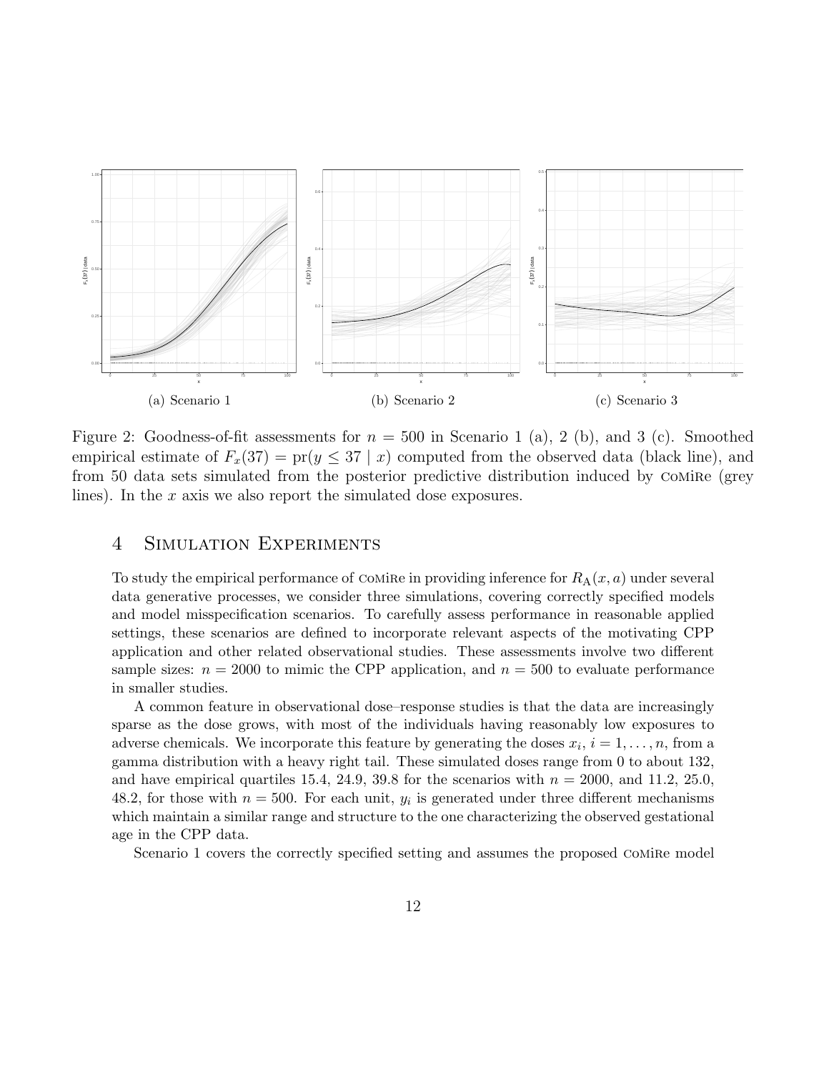(a) Scenario 1

(b) Scenario 2

(c) Scenario 3

Figure 2: Goodness-of-fit assessments for $n = 500$ in Scenario 1 (a), 2 (b), and 3 (c). Smoothed empirical estimate of $F_x(37) = \text{pr}(y \leq 37 \mid x)$ computed from the observed data (black line), and from 50 data sets simulated from the posterior predictive distribution induced by CoMiRe (grey lines). In the $x$ axis we also report the simulated dose exposures.

# 4 Simulation Experiments

To study the empirical performance of CoMiRe in providing inference for $R_{\text{A}}(x, a)$ under several data generative processes, we consider three simulations, covering correctly specified models and model misspecification scenarios. To carefully assess performance in reasonable applied settings, these scenarios are defined to incorporate relevant aspects of the motivating CPP application and other related observational studies. These assessments involve two different sample sizes: $n = 2000$ to mimic the CPP application, and $n = 500$ to evaluate performance in smaller studies.

A common feature in observational dose–response studies is that the data are increasingly sparse as the dose grows, with most of the individuals having reasonably low exposures to adverse chemicals. We incorporate this feature by generating the doses $x_i$, $i = 1, \ldots, n$, from a gamma distribution with a heavy right tail. These simulated doses range from 0 to about 132, and have empirical quartiles 15.4, 24.9, 39.8 for the scenarios with $n = 2000$, and 11.2, 25.0, 48.2, for those with $n = 500$. For each unit, $y_i$ is generated under three different mechanisms which maintain a similar range and structure to the one characterizing the observed gestational age in the CPP data.

Scenario 1 covers the correctly specified setting and assumes the proposed CoMiRe model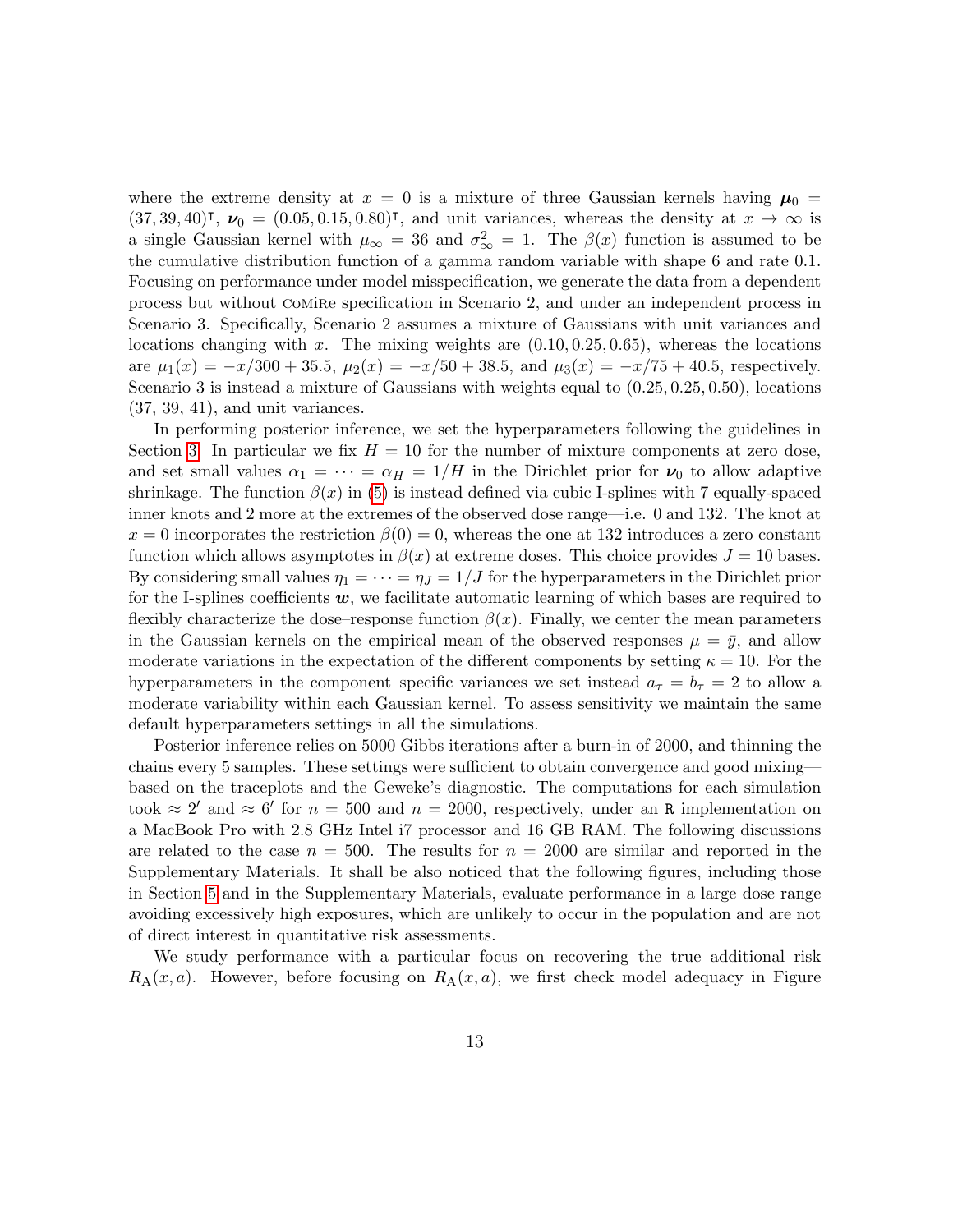where the extreme density at $x = 0$ is a mixture of three Gaussian kernels having $\boldsymbol{\mu}_0 = (37, 39, 40)^\intercal$, $\boldsymbol{\nu}_0 = (0.05, 0.15, 0.80)^\intercal$, and unit variances, whereas the density at $x \to \infty$ is a single Gaussian kernel with $\mu_\infty = 36$ and $\sigma^2_\infty = 1$. The $\beta(x)$ function is assumed to be the cumulative distribution function of a gamma random variable with shape 6 and rate 0.1. Focusing on performance under model misspecification, we generate the data from a dependent process but without CoMiRe specification in Scenario 2, and under an independent process in Scenario 3. Specifically, Scenario 2 assumes a mixture of Gaussians with unit variances and locations changing with $x$. The mixing weights are $(0.10, 0.25, 0.65)$, whereas the locations are $\mu_1(x) = -x/300 + 35.5$, $\mu_2(x) = -x/50 + 38.5$, and $\mu_3(x) = -x/75 + 40.5$, respectively. Scenario 3 is instead a mixture of Gaussians with weights equal to $(0.25, 0.25, 0.50)$, locations $(37, 39, 41)$, and unit variances.

In performing posterior inference, we set the hyperparameters following the guidelines in Section 3. In particular we fix $H = 10$ for the number of mixture components at zero dose, and set small values $\alpha_1 = \cdots = \alpha_H = 1/H$ in the Dirichlet prior for $\boldsymbol{\nu}_0$ to allow adaptive shrinkage. The function $\beta(x)$ in (5) is instead defined via cubic I-splines with 7 equally-spaced inner knots and 2 more at the extremes of the observed dose range—i.e. 0 and 132. The knot at $x = 0$ incorporates the restriction $\beta(0) = 0$, whereas the one at 132 introduces a zero constant function which allows asymptotes in $\beta(x)$ at extreme doses. This choice provides $J = 10$ bases. By considering small values $\eta_1 = \cdots = \eta_J = 1/J$ for the hyperparameters in the Dirichlet prior for the I-splines coefficients $\boldsymbol{w}$, we facilitate automatic learning of which bases are required to flexibly characterize the dose–response function $\beta(x)$. Finally, we center the mean parameters in the Gaussian kernels on the empirical mean of the observed responses $\mu = \bar{y}$, and allow moderate variations in the expectation of the different components by setting $\kappa = 10$. For the hyperparameters in the component–specific variances we set instead $a_\tau = b_\tau = 2$ to allow a moderate variability within each Gaussian kernel. To assess sensitivity we maintain the same default hyperparameters settings in all the simulations.

Posterior inference relies on 5000 Gibbs iterations after a burn-in of 2000, and thinning the chains every 5 samples. These settings were sufficient to obtain convergence and good mixing—based on the traceplots and the Geweke's diagnostic. The computations for each simulation took $\approx 2'$ and $\approx 6'$ for $n = 500$ and $n = 2000$, respectively, under an R implementation on a MacBook Pro with 2.8 GHz Intel i7 processor and 16 GB RAM. The following discussions are related to the case $n = 500$. The results for $n = 2000$ are similar and reported in the Supplementary Materials. It shall be also noticed that the following figures, including those in Section 5 and in the Supplementary Materials, evaluate performance in a large dose range avoiding excessively high exposures, which are unlikely to occur in the population and are not of direct interest in quantitative risk assessments.

We study performance with a particular focus on recovering the true additional risk $R_{\text{A}}(x, a)$. However, before focusing on $R_{\text{A}}(x, a)$, we first check model adequacy in Figure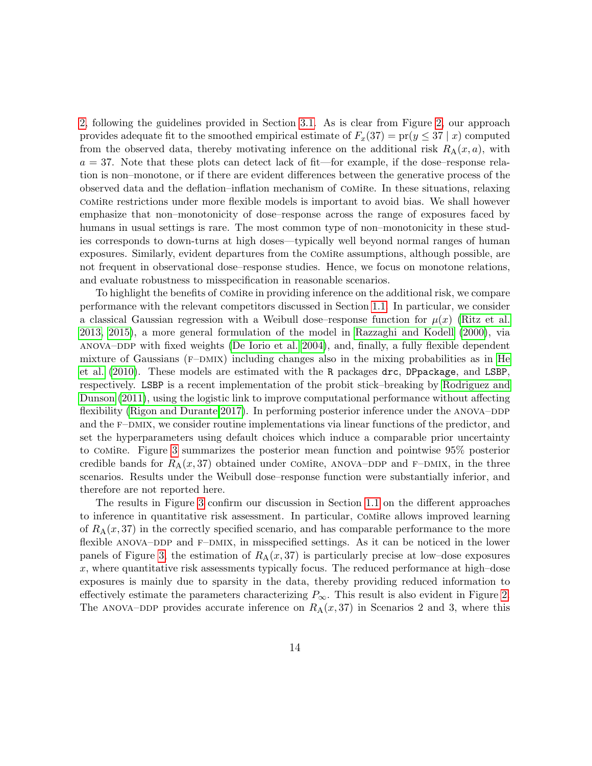2, following the guidelines provided in Section 3.1. As is clear from Figure 2, our approach provides adequate fit to the smoothed empirical estimate of $F_x(37) = \text{pr}(y \leq 37 \mid x)$ computed from the observed data, thereby motivating inference on the additional risk $R_{\text{A}}(x, a)$, with $a = 37$. Note that these plots can detect lack of fit—for example, if the dose–response relation is non–monotone, or if there are evident differences between the generative process of the observed data and the deflation–inflation mechanism of CoMiRe. In these situations, relaxing CoMiRe restrictions under more flexible models is important to avoid bias. We shall however emphasize that non–monotonicity of dose–response across the range of exposures faced by humans in usual settings is rare. The most common type of non–monotonicity in these studies corresponds to down-turns at high doses—typically well beyond normal ranges of human exposures. Similarly, evident departures from the CoMiRe assumptions, although possible, are not frequent in observational dose–response studies. Hence, we focus on monotone relations, and evaluate robustness to misspecification in reasonable scenarios.

To highlight the benefits of CoMiRe in providing inference on the additional risk, we compare performance with the relevant competitors discussed in Section 1.1. In particular, we consider a classical Gaussian regression with a Weibull dose–response function for $\mu(x)$ (Ritz et al. 2013, 2015), a more general formulation of the model in Razzaghi and Kodell (2000), via ANOVA–DDP with fixed weights (De Iorio et al. 2004), and, finally, a fully flexible dependent mixture of Gaussians (F–DMIX) including changes also in the mixing probabilities as in He et al. (2010). These models are estimated with the R packages drc, DPpackage, and LSBP, respectively. LSBP is a recent implementation of the probit stick–breaking by Rodriguez and Dunson (2011), using the logistic link to improve computational performance without affecting flexibility (Rigon and Durante 2017). In performing posterior inference under the ANOVA–DDP and the F–DMIX, we consider routine implementations via linear functions of the predictor, and set the hyperparameters using default choices which induce a comparable prior uncertainty to CoMiRe. Figure 3 summarizes the posterior mean function and pointwise 95% posterior credible bands for $R_{\text{A}}(x, 37)$ obtained under CoMiRe, ANOVA–DDP and F–DMIX, in the three scenarios. Results under the Weibull dose–response function were substantially inferior, and therefore are not reported here.

The results in Figure 3 confirm our discussion in Section 1.1 on the different approaches to inference in quantitative risk assessment. In particular, CoMiRe allows improved learning of $R_{\text{A}}(x, 37)$ in the correctly specified scenario, and has comparable performance to the more flexible ANOVA–DDP and F–DMIX, in misspecified settings. As it can be noticed in the lower panels of Figure 3, the estimation of $R_{\text{A}}(x, 37)$ is particularly precise at low–dose exposures $x$, where quantitative risk assessments typically focus. The reduced performance at high–dose exposures is mainly due to sparsity in the data, thereby providing reduced information to effectively estimate the parameters characterizing $P_{\infty}$. This result is also evident in Figure 2. The ANOVA–DDP provides accurate inference on $R_{\text{A}}(x, 37)$ in Scenarios 2 and 3, where this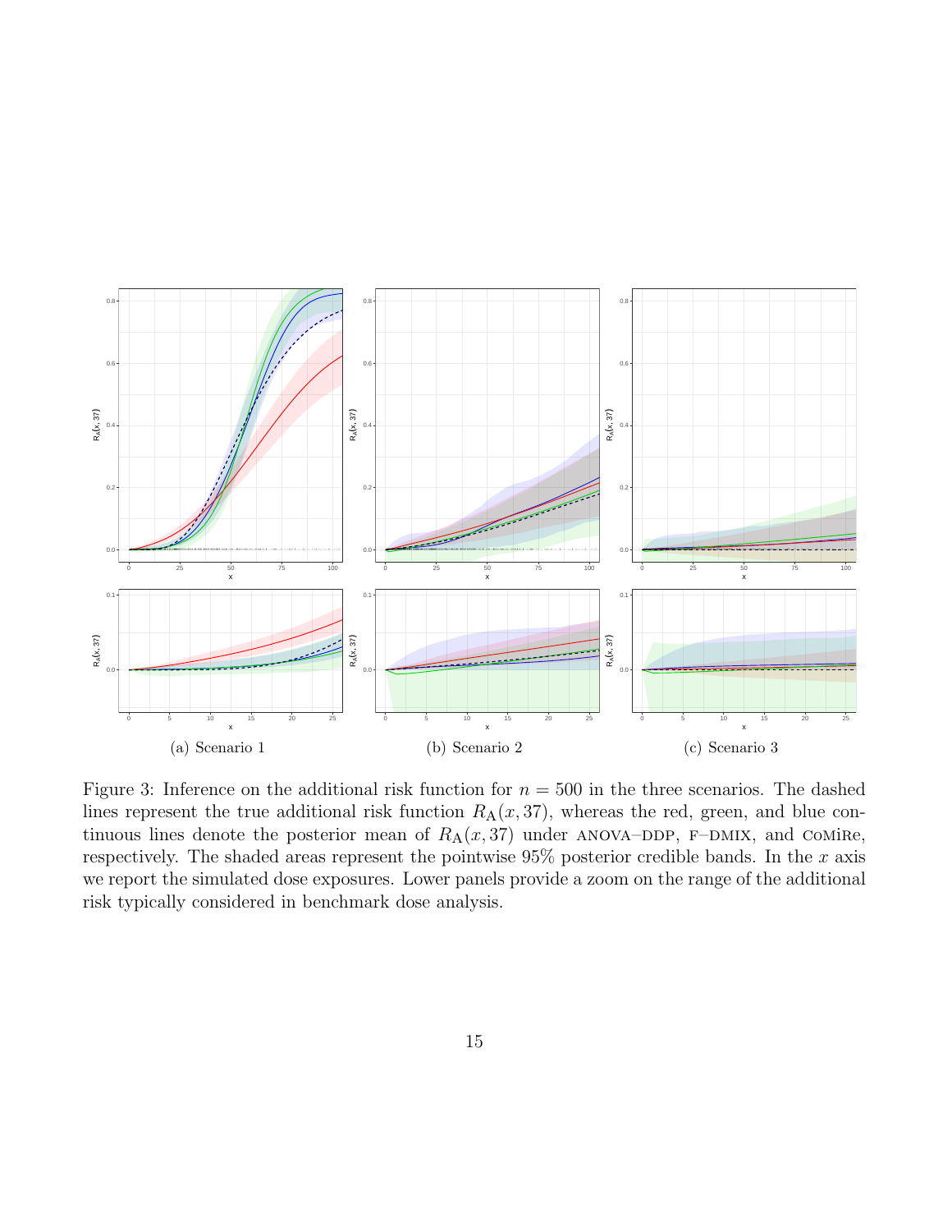(a) Scenario 1

(b) Scenario 2

(c) Scenario 3

Figure 3: Inference on the additional risk function for $n = 500$ in the three scenarios. The dashed lines represent the true additional risk function $R_{\mathrm{A}}(x, 37)$, whereas the red, green, and blue continuous lines denote the posterior mean of $R_{\mathrm{A}}(x, 37)$ under ANOVA–DDP, F–DMIX, and CoMiRe, respectively. The shaded areas represent the pointwise 95% posterior credible bands. In the $x$ axis we report the simulated dose exposures. Lower panels provide a zoom on the range of the additional risk typically considered in benchmark dose analysis.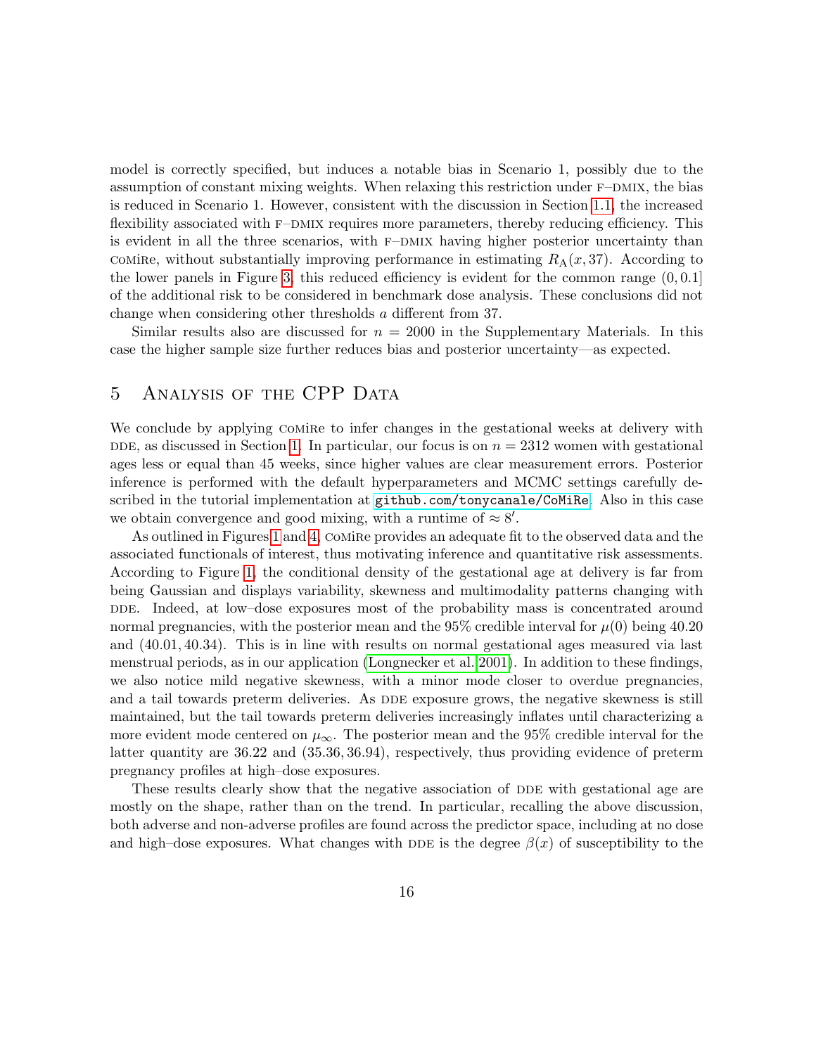model is correctly specified, but induces a notable bias in Scenario 1, possibly due to the assumption of constant mixing weights. When relaxing this restriction under F–DMIX, the bias is reduced in Scenario 1. However, consistent with the discussion in Section 1.1, the increased flexibility associated with F–DMIX requires more parameters, thereby reducing efficiency. This is evident in all the three scenarios, with F–DMIX having higher posterior uncertainty than CoMiRe, without substantially improving performance in estimating $R_{\mathrm{A}}(x, 37)$. According to the lower panels in Figure 3, this reduced efficiency is evident for the common range $(0, 0.1]$ of the additional risk to be considered in benchmark dose analysis. These conclusions did not change when considering other thresholds $a$ different from 37.

Similar results also are discussed for $n = 2000$ in the Supplementary Materials. In this case the higher sample size further reduces bias and posterior uncertainty—as expected.

# 5 Analysis of the CPP Data

We conclude by applying CoMiRe to infer changes in the gestational weeks at delivery with DDE, as discussed in Section 1. In particular, our focus is on $n = 2312$ women with gestational ages less or equal than 45 weeks, since higher values are clear measurement errors. Posterior inference is performed with the default hyperparameters and MCMC settings carefully described in the tutorial implementation at `github.com/tonycanale/CoMiRe`. Also in this case we obtain convergence and good mixing, with a runtime of $\approx 8'$.

As outlined in Figures 1 and 4, CoMiRe provides an adequate fit to the observed data and the associated functionals of interest, thus motivating inference and quantitative risk assessments. According to Figure 1, the conditional density of the gestational age at delivery is far from being Gaussian and displays variability, skewness and multimodality patterns changing with DDE. Indeed, at low–dose exposures most of the probability mass is concentrated around normal pregnancies, with the posterior mean and the 95% credible interval for $\mu(0)$ being 40.20 and $(40.01, 40.34)$. This is in line with results on normal gestational ages measured via last menstrual periods, as in our application (Longnecker et al. 2001). In addition to these findings, we also notice mild negative skewness, with a minor mode closer to overdue pregnancies, and a tail towards preterm deliveries. As DDE exposure grows, the negative skewness is still maintained, but the tail towards preterm deliveries increasingly inflates until characterizing a more evident mode centered on $\mu_\infty$. The posterior mean and the 95% credible interval for the latter quantity are 36.22 and $(35.36, 36.94)$, respectively, thus providing evidence of preterm pregnancy profiles at high–dose exposures.

These results clearly show that the negative association of DDE with gestational age are mostly on the shape, rather than on the trend. In particular, recalling the above discussion, both adverse and non-adverse profiles are found across the predictor space, including at no dose and high–dose exposures. What changes with DDE is the degree $\beta(x)$ of susceptibility to the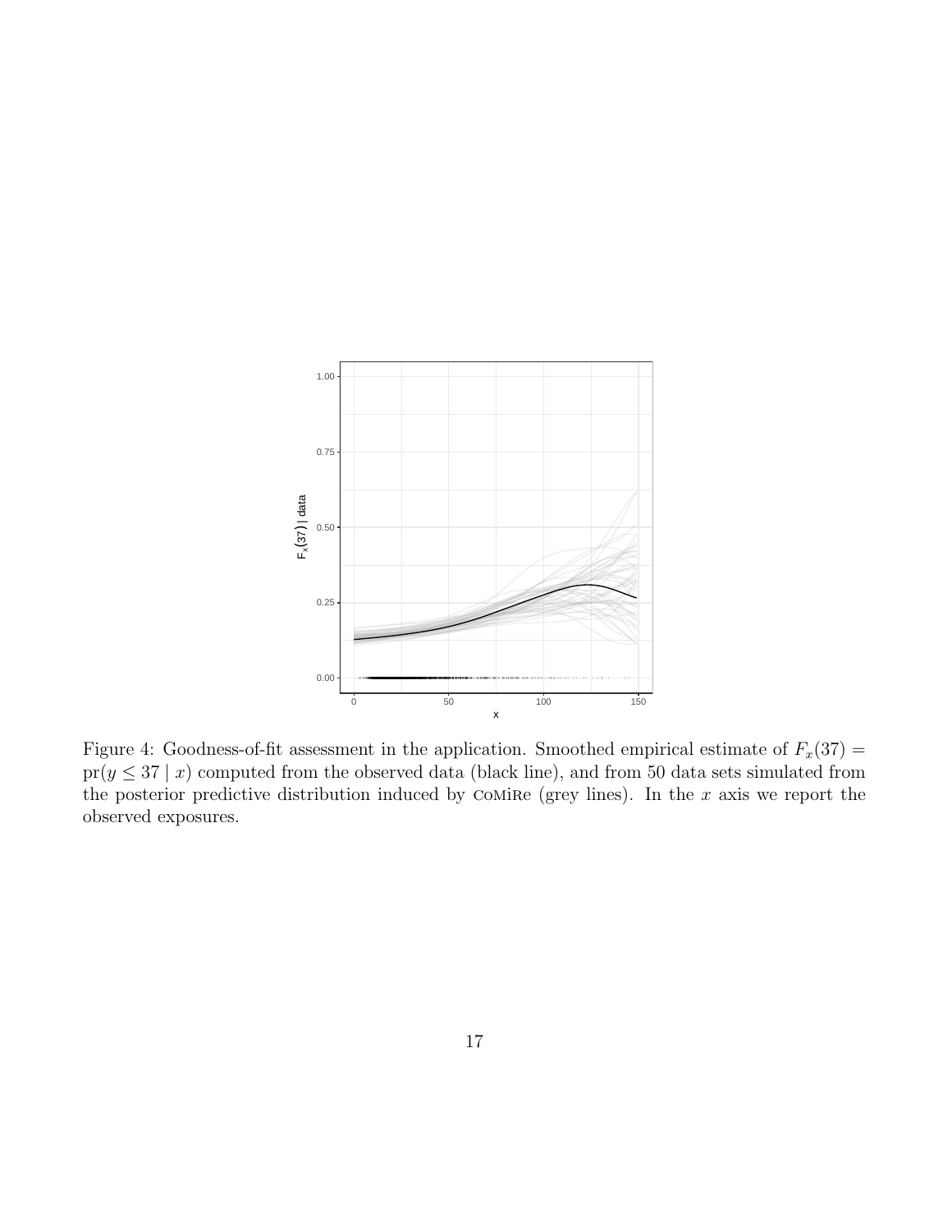Figure 4: Goodness-of-fit assessment in the application. Smoothed empirical estimate of $F_x(37) = \text{pr}(y \leq 37 \mid x)$ computed from the observed data (black line), and from 50 data sets simulated from the posterior predictive distribution induced by CoMiRe (grey lines). In the $x$ axis we report the observed exposures.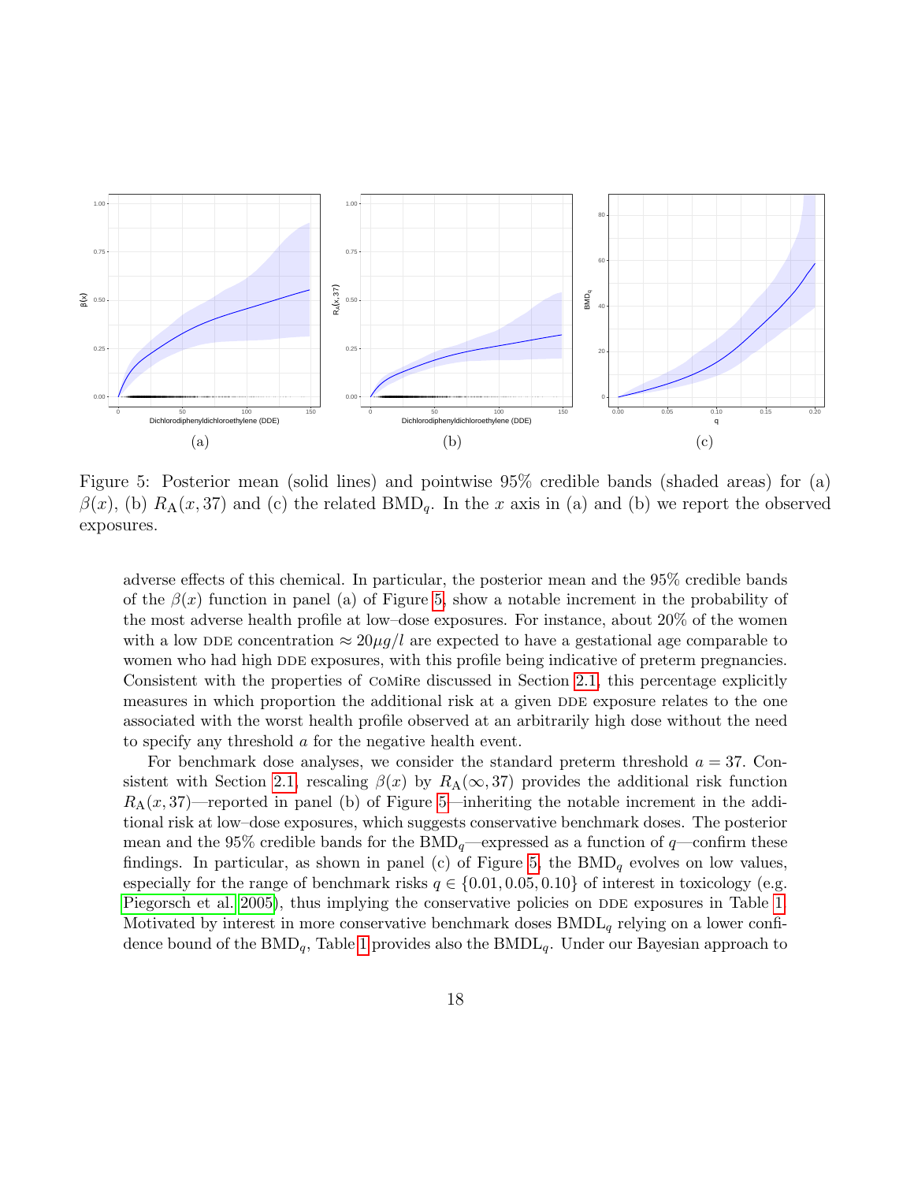(a) (b) (c)

Figure 5: Posterior mean (solid lines) and pointwise 95% credible bands (shaded areas) for (a) $\beta(x)$, (b) $R_{\mathrm{A}}(x, 37)$ and (c) the related $\mathrm{BMD}_q$. In the $x$ axis in (a) and (b) we report the observed exposures.

adverse effects of this chemical. In particular, the posterior mean and the 95% credible bands of the $\beta(x)$ function in panel (a) of Figure 5, show a notable increment in the probability of the most adverse health profile at low–dose exposures. For instance, about 20% of the women with a low DDE concentration $\approx 20\mu g/l$ are expected to have a gestational age comparable to women who had high DDE exposures, with this profile being indicative of preterm pregnancies. Consistent with the properties of CoMiRe discussed in Section 2.1, this percentage explicitly measures in which proportion the additional risk at a given DDE exposure relates to the one associated with the worst health profile observed at an arbitrarily high dose without the need to specify any threshold $a$ for the negative health event.

For benchmark dose analyses, we consider the standard preterm threshold $a = 37$. Consistent with Section 2.1, rescaling $\beta(x)$ by $R_{\mathrm{A}}(\infty, 37)$ provides the additional risk function $R_{\mathrm{A}}(x, 37)$—reported in panel (b) of Figure 5—inheriting the notable increment in the additional risk at low–dose exposures, which suggests conservative benchmark doses. The posterior mean and the 95% credible bands for the $\mathrm{BMD}_q$—expressed as a function of $q$—confirm these findings. In particular, as shown in panel (c) of Figure 5, the $\mathrm{BMD}_q$ evolves on low values, especially for the range of benchmark risks $q \in \{0.01, 0.05, 0.10\}$ of interest in toxicology (e.g. Piegorsch et al. 2005), thus implying the conservative policies on DDE exposures in Table 1. Motivated by interest in more conservative benchmark doses $\mathrm{BMDL}_q$ relying on a lower confidence bound of the $\mathrm{BMD}_q$, Table 1 provides also the $\mathrm{BMDL}_q$. Under our Bayesian approach to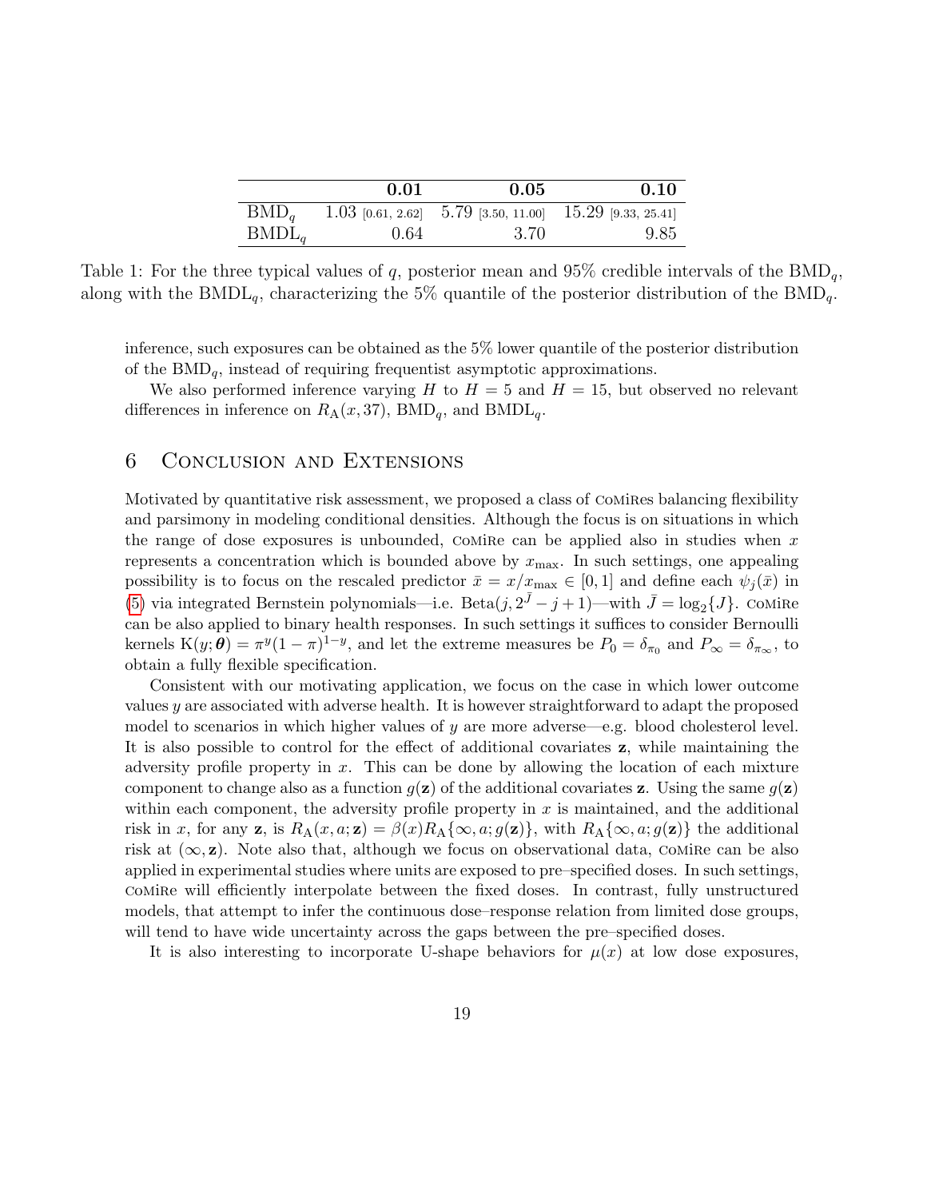|  | **0.01** | **0.05** | **0.10** |
| --- | --- | --- | --- |
| $\text{BMD}_q$ | 1.03 [0.61, 2.62] | 5.79 [3.50, 11.00] | 15.29 [9.33, 25.41] |
| $\text{BMDL}_q$ | 0.64 | 3.70 | 9.85 |

Table 1: For the three typical values of $q$, posterior mean and 95% credible intervals of the $\text{BMD}_q$, along with the $\text{BMDL}_q$, characterizing the 5% quantile of the posterior distribution of the $\text{BMD}_q$.

inference, such exposures can be obtained as the 5% lower quantile of the posterior distribution of the $\text{BMD}_q$, instead of requiring frequentist asymptotic approximations.

We also performed inference varying $H$ to $H = 5$ and $H = 15$, but observed no relevant differences in inference on $R_{\text{A}}(x, 37)$, $\text{BMD}_q$, and $\text{BMDL}_q$.

## 6 Conclusion and Extensions

Motivated by quantitative risk assessment, we proposed a class of CoMiRes balancing flexibility and parsimony in modeling conditional densities. Although the focus is on situations in which the range of dose exposures is unbounded, CoMiRe can be applied also in studies when $x$ represents a concentration which is bounded above by $x_{\max}$. In such settings, one appealing possibility is to focus on the rescaled predictor $\bar{x} = x/x_{\max} \in [0, 1]$ and define each $\psi_j(\bar{x})$ in (5) via integrated Bernstein polynomials—i.e. $\text{Beta}(j, 2^{\bar{J}} - j + 1)$—with $\bar{J} = \log_2\{J\}$. CoMiRe can be also applied to binary health responses. In such settings it suffices to consider Bernoulli kernels $\text{K}(y; \boldsymbol{\theta}) = \pi^y(1-\pi)^{1-y}$, and let the extreme measures be $P_0 = \delta_{\pi_0}$ and $P_\infty = \delta_{\pi_\infty}$, to obtain a fully flexible specification.

Consistent with our motivating application, we focus on the case in which lower outcome values $y$ are associated with adverse health. It is however straightforward to adapt the proposed model to scenarios in which higher values of $y$ are more adverse—e.g. blood cholesterol level. It is also possible to control for the effect of additional covariates $\mathbf{z}$, while maintaining the adversity profile property in $x$. This can be done by allowing the location of each mixture component to change also as a function $g(\mathbf{z})$ of the additional covariates $\mathbf{z}$. Using the same $g(\mathbf{z})$ within each component, the adversity profile property in $x$ is maintained, and the additional risk in $x$, for any $\mathbf{z}$, is $R_{\text{A}}(x, a; \mathbf{z}) = \beta(x) R_{\text{A}}\{\infty, a; g(\mathbf{z})\}$, with $R_{\text{A}}\{\infty, a; g(\mathbf{z})\}$ the additional risk at $(\infty, \mathbf{z})$. Note also that, although we focus on observational data, CoMiRe can be also applied in experimental studies where units are exposed to pre–specified doses. In such settings, CoMiRe will efficiently interpolate between the fixed doses. In contrast, fully unstructured models, that attempt to infer the continuous dose–response relation from limited dose groups, will tend to have wide uncertainty across the gaps between the pre–specified doses.

It is also interesting to incorporate U-shape behaviors for $\mu(x)$ at low dose exposures,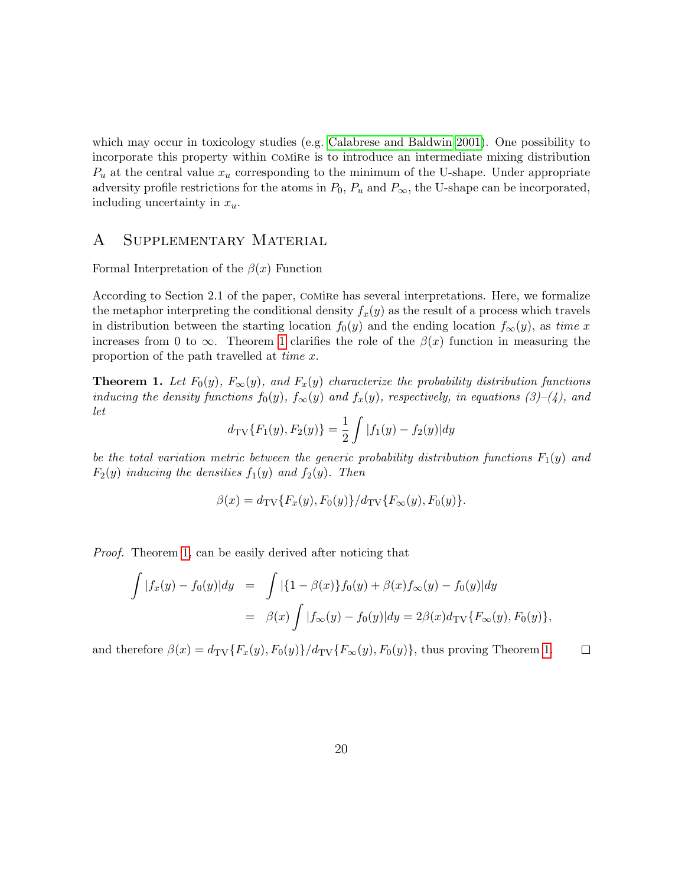which may occur in toxicology studies (e.g. Calabrese and Baldwin 2001). One possibility to incorporate this property within CoMiRe is to introduce an intermediate mixing distribution $P_u$ at the central value $x_u$ corresponding to the minimum of the U-shape. Under appropriate adversity profile restrictions for the atoms in $P_0$, $P_u$ and $P_\infty$, the U-shape can be incorporated, including uncertainty in $x_u$.

# A Supplementary Material

Formal Interpretation of the $\beta(x)$ Function

According to Section 2.1 of the paper, CoMiRe has several interpretations. Here, we formalize the metaphor interpreting the conditional density $f_x(y)$ as the result of a process which travels in distribution between the starting location $f_0(y)$ and the ending location $f_\infty(y)$, as *time* $x$ increases from 0 to $\infty$. Theorem 1 clarifies the role of the $\beta(x)$ function in measuring the proportion of the path travelled at *time* $x$.

**Theorem 1.** *Let $F_0(y)$, $F_\infty(y)$, and $F_x(y)$ characterize the probability distribution functions inducing the density functions $f_0(y)$, $f_\infty(y)$ and $f_x(y)$, respectively, in equations (3)–(4), and let*

$$d_{\text{TV}}\{F_1(y), F_2(y)\} = \frac{1}{2}\int |f_1(y) - f_2(y)| dy$$

*be the total variation metric between the generic probability distribution functions $F_1(y)$ and $F_2(y)$ inducing the densities $f_1(y)$ and $f_2(y)$. Then*

$$\beta(x) = d_{\text{TV}}\{F_x(y), F_0(y)\}/d_{\text{TV}}\{F_\infty(y), F_0(y)\}.$$

*Proof.* Theorem 1, can be easily derived after noticing that

$$\begin{aligned}
\int |f_x(y) - f_0(y)| dy &= \int |\{1 - \beta(x)\} f_0(y) + \beta(x) f_\infty(y) - f_0(y)| dy \\
&= \beta(x) \int |f_\infty(y) - f_0(y)| dy = 2\beta(x) d_{\text{TV}}\{F_\infty(y), F_0(y)\},
\end{aligned}$$

and therefore $\beta(x) = d_{\text{TV}}\{F_x(y), F_0(y)\}/d_{\text{TV}}\{F_\infty(y), F_0(y)\}$, thus proving Theorem 1. □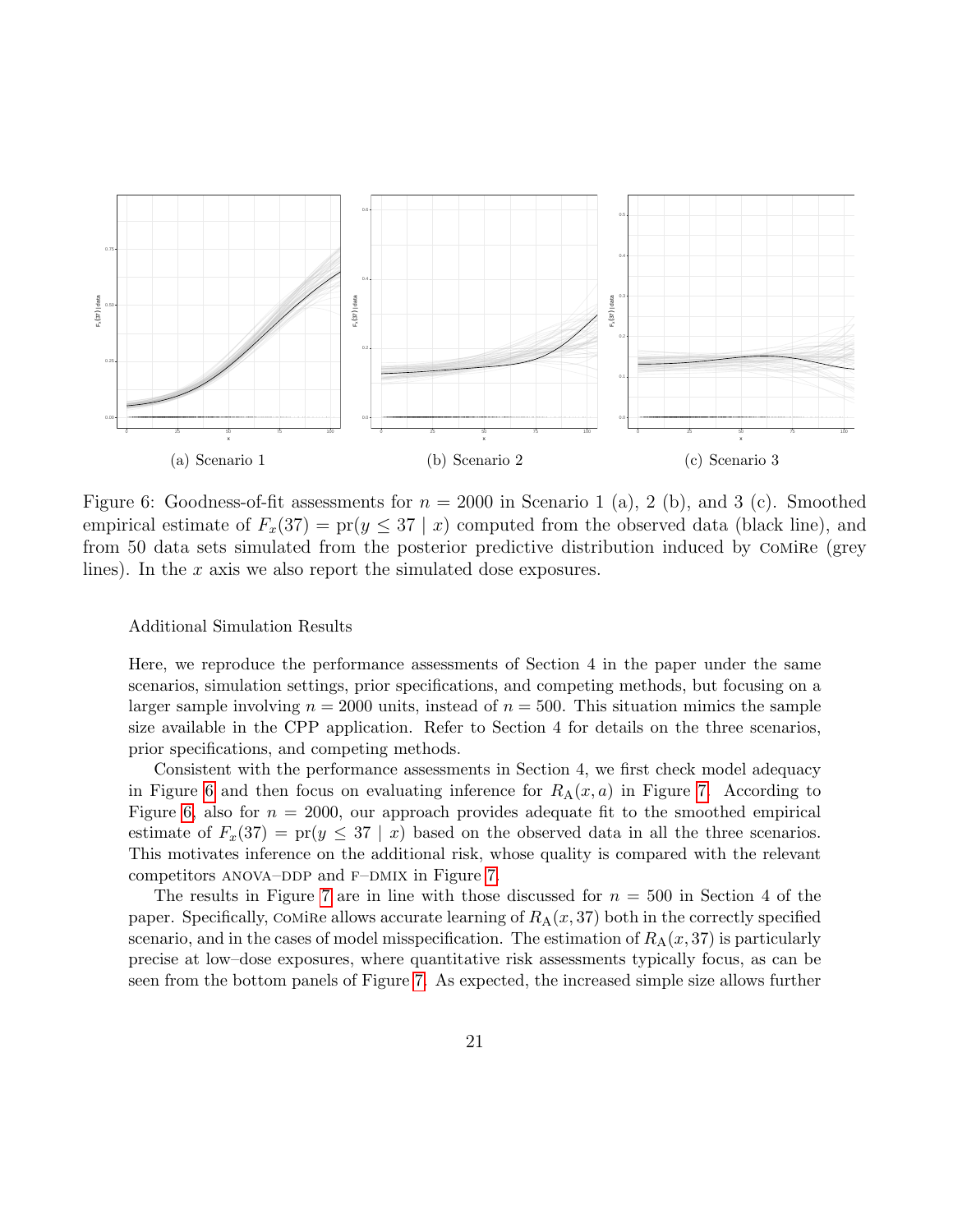(a) Scenario 1

(b) Scenario 2

(c) Scenario 3

Figure 6: Goodness-of-fit assessments for $n = 2000$ in Scenario 1 (a), 2 (b), and 3 (c). Smoothed empirical estimate of $F_x(37) = \text{pr}(y \leq 37 \mid x)$ computed from the observed data (black line), and from 50 data sets simulated from the posterior predictive distribution induced by CoMiRe (grey lines). In the $x$ axis we also report the simulated dose exposures.

Additional Simulation Results

Here, we reproduce the performance assessments of Section 4 in the paper under the same scenarios, simulation settings, prior specifications, and competing methods, but focusing on a larger sample involving $n = 2000$ units, instead of $n = 500$. This situation mimics the sample size available in the CPP application. Refer to Section 4 for details on the three scenarios, prior specifications, and competing methods.

Consistent with the performance assessments in Section 4, we first check model adequacy in Figure 6 and then focus on evaluating inference for $R_{\text{A}}(x, a)$ in Figure 7. According to Figure 6, also for $n = 2000$, our approach provides adequate fit to the smoothed empirical estimate of $F_x(37) = \text{pr}(y \leq 37 \mid x)$ based on the observed data in all the three scenarios. This motivates inference on the additional risk, whose quality is compared with the relevant competitors ANOVA–DDP and F–DMIX in Figure 7.

The results in Figure 7 are in line with those discussed for $n = 500$ in Section 4 of the paper. Specifically, CoMiRe allows accurate learning of $R_{\text{A}}(x, 37)$ both in the correctly specified scenario, and in the cases of model misspecification. The estimation of $R_{\text{A}}(x, 37)$ is particularly precise at low–dose exposures, where quantitative risk assessments typically focus, as can be seen from the bottom panels of Figure 7. As expected, the increased simple size allows further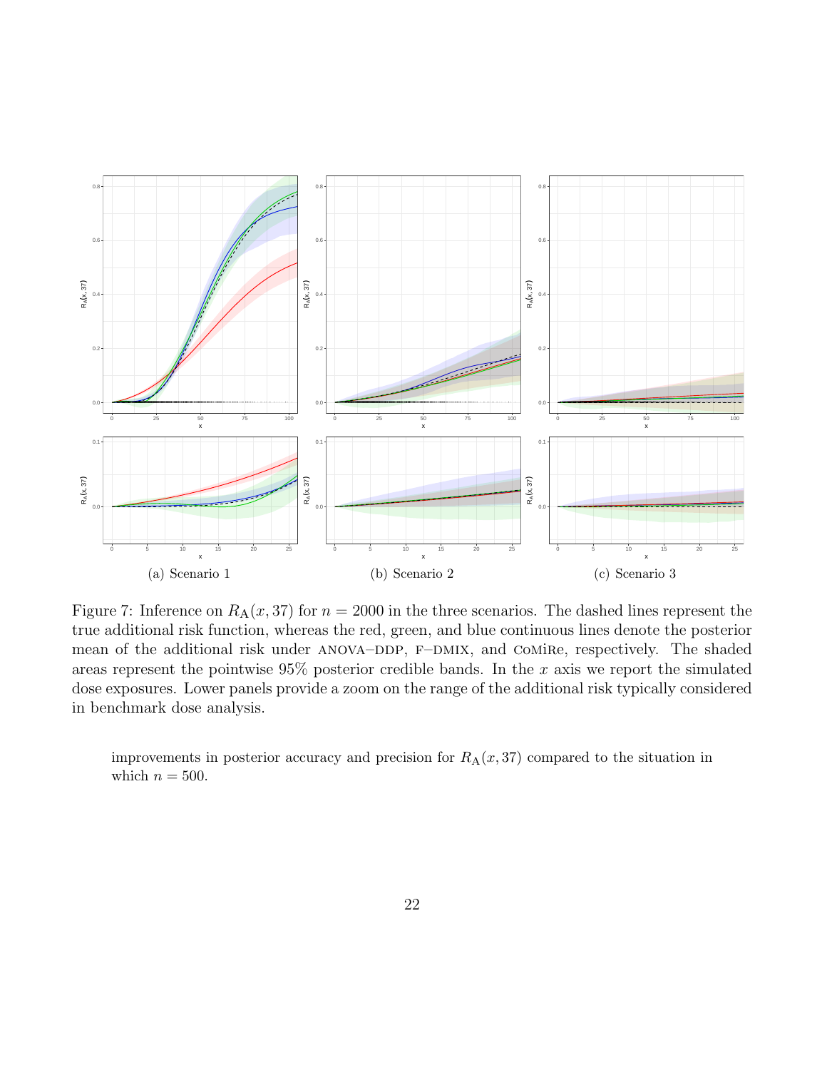(a) Scenario 1

(b) Scenario 2

(c) Scenario 3

Figure 7: Inference on $R_{\mathrm{A}}(x, 37)$ for $n = 2000$ in the three scenarios. The dashed lines represent the true additional risk function, whereas the red, green, and blue continuous lines denote the posterior mean of the additional risk under ANOVA–DDP, F–DMIX, and CoMiRe, respectively. The shaded areas represent the pointwise 95% posterior credible bands. In the $x$ axis we report the simulated dose exposures. Lower panels provide a zoom on the range of the additional risk typically considered in benchmark dose analysis.

improvements in posterior accuracy and precision for $R_{\mathrm{A}}(x, 37)$ compared to the situation in which $n = 500$.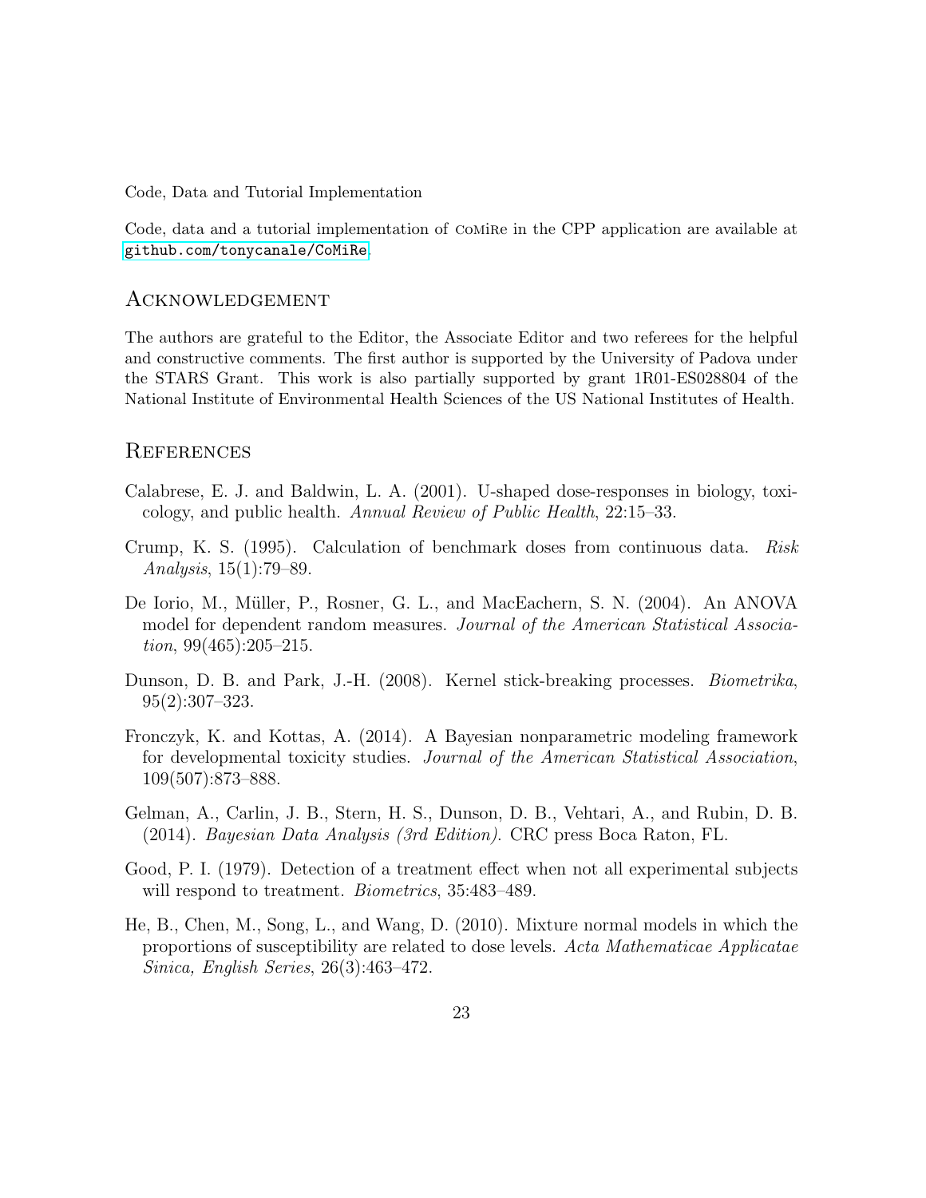Code, Data and Tutorial Implementation

Code, data and a tutorial implementation of CoMiRe in the CPP application are available at github.com/tonycanale/CoMiRe.

## Acknowledgement

The authors are grateful to the Editor, the Associate Editor and two referees for the helpful and constructive comments. The first author is supported by the University of Padova under the STARS Grant. This work is also partially supported by grant 1R01-ES028804 of the National Institute of Environmental Health Sciences of the US National Institutes of Health.

## References

Calabrese, E. J. and Baldwin, L. A. (2001). U-shaped dose-responses in biology, toxicology, and public health. *Annual Review of Public Health*, 22:15–33.

Crump, K. S. (1995). Calculation of benchmark doses from continuous data. *Risk Analysis*, 15(1):79–89.

De Iorio, M., Müller, P., Rosner, G. L., and MacEachern, S. N. (2004). An ANOVA model for dependent random measures. *Journal of the American Statistical Association*, 99(465):205–215.

Dunson, D. B. and Park, J.-H. (2008). Kernel stick-breaking processes. *Biometrika*, 95(2):307–323.

Fronczyk, K. and Kottas, A. (2014). A Bayesian nonparametric modeling framework for developmental toxicity studies. *Journal of the American Statistical Association*, 109(507):873–888.

Gelman, A., Carlin, J. B., Stern, H. S., Dunson, D. B., Vehtari, A., and Rubin, D. B. (2014). *Bayesian Data Analysis (3rd Edition)*. CRC press Boca Raton, FL.

Good, P. I. (1979). Detection of a treatment effect when not all experimental subjects will respond to treatment. *Biometrics*, 35:483–489.

He, B., Chen, M., Song, L., and Wang, D. (2010). Mixture normal models in which the proportions of susceptibility are related to dose levels. *Acta Mathematicae Applicatae Sinica, English Series*, 26(3):463–472.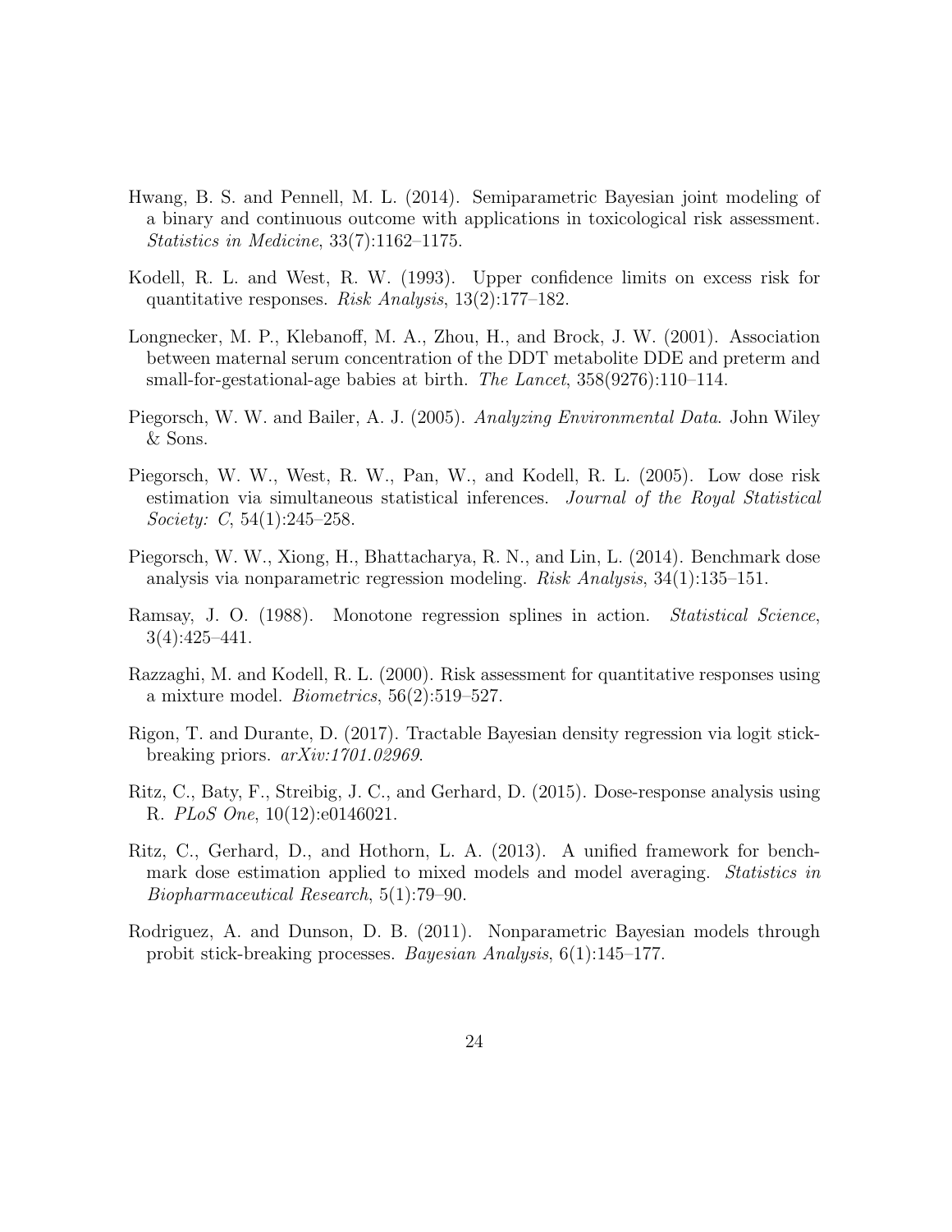Hwang, B. S. and Pennell, M. L. (2014). Semiparametric Bayesian joint modeling of a binary and continuous outcome with applications in toxicological risk assessment. *Statistics in Medicine*, 33(7):1162–1175.

Kodell, R. L. and West, R. W. (1993). Upper confidence limits on excess risk for quantitative responses. *Risk Analysis*, 13(2):177–182.

Longnecker, M. P., Klebanoff, M. A., Zhou, H., and Brock, J. W. (2001). Association between maternal serum concentration of the DDT metabolite DDE and preterm and small-for-gestational-age babies at birth. *The Lancet*, 358(9276):110–114.

Piegorsch, W. W. and Bailer, A. J. (2005). *Analyzing Environmental Data*. John Wiley & Sons.

Piegorsch, W. W., West, R. W., Pan, W., and Kodell, R. L. (2005). Low dose risk estimation via simultaneous statistical inferences. *Journal of the Royal Statistical Society: C*, 54(1):245–258.

Piegorsch, W. W., Xiong, H., Bhattacharya, R. N., and Lin, L. (2014). Benchmark dose analysis via nonparametric regression modeling. *Risk Analysis*, 34(1):135–151.

Ramsay, J. O. (1988). Monotone regression splines in action. *Statistical Science*, 3(4):425–441.

Razzaghi, M. and Kodell, R. L. (2000). Risk assessment for quantitative responses using a mixture model. *Biometrics*, 56(2):519–527.

Rigon, T. and Durante, D. (2017). Tractable Bayesian density regression via logit stick-breaking priors. *arXiv:1701.02969*.

Ritz, C., Baty, F., Streibig, J. C., and Gerhard, D. (2015). Dose-response analysis using R. *PLoS One*, 10(12):e0146021.

Ritz, C., Gerhard, D., and Hothorn, L. A. (2013). A unified framework for benchmark dose estimation applied to mixed models and model averaging. *Statistics in Biopharmaceutical Research*, 5(1):79–90.

Rodriguez, A. and Dunson, D. B. (2011). Nonparametric Bayesian models through probit stick-breaking processes. *Bayesian Analysis*, 6(1):145–177.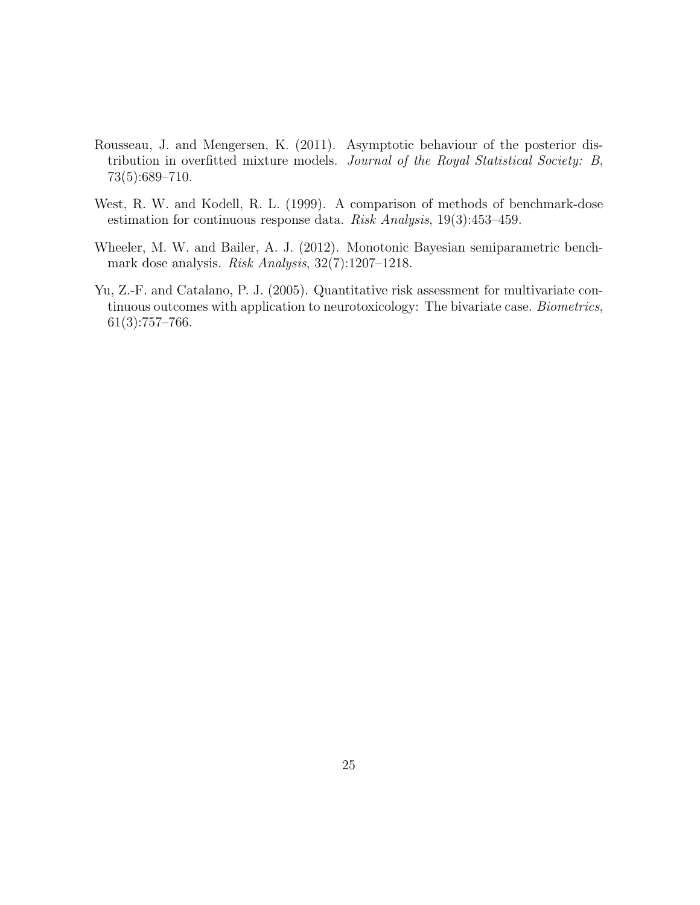Rousseau, J. and Mengersen, K. (2011). Asymptotic behaviour of the posterior distribution in overfitted mixture models. *Journal of the Royal Statistical Society: B*, 73(5):689–710.

West, R. W. and Kodell, R. L. (1999). A comparison of methods of benchmark-dose estimation for continuous response data. *Risk Analysis*, 19(3):453–459.

Wheeler, M. W. and Bailer, A. J. (2012). Monotonic Bayesian semiparametric benchmark dose analysis. *Risk Analysis*, 32(7):1207–1218.

Yu, Z.-F. and Catalano, P. J. (2005). Quantitative risk assessment for multivariate continuous outcomes with application to neurotoxicology: The bivariate case. *Biometrics*, 61(3):757–766.